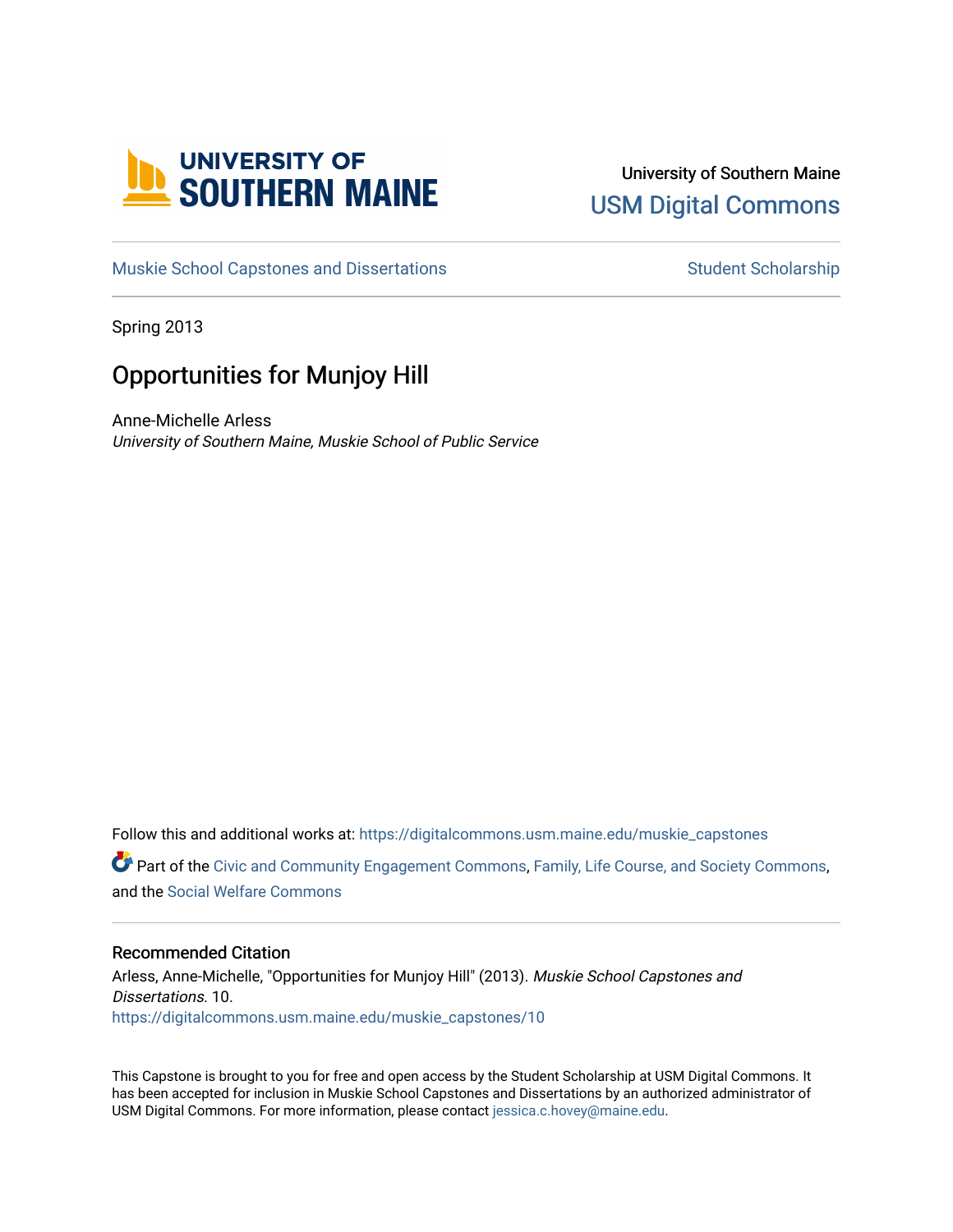University of Southern Maine

USM Digital Commons

Muskie School Capstones and Dissertations

Student Scholarship

Spring 2013

# Opportunities for Munjoy Hill

Anne-Michelle Arless

*University of Southern Maine, Muskie School of Public Service*

Follow this and additional works at: https://digitalcommons.usm.maine.edu/muskie_capstones

Part of the Civic and Community Engagement Commons, Family, Life Course, and Society Commons, and the Social Welfare Commons

## Recommended Citation

Arless, Anne-Michelle, "Opportunities for Munjoy Hill" (2013). *Muskie School Capstones and Dissertations*. 10.

https://digitalcommons.usm.maine.edu/muskie_capstones/10

This Capstone is brought to you for free and open access by the Student Scholarship at USM Digital Commons. It has been accepted for inclusion in Muskie School Capstones and Dissertations by an authorized administrator of USM Digital Commons. For more information, please contact jessica.c.hovey@maine.edu.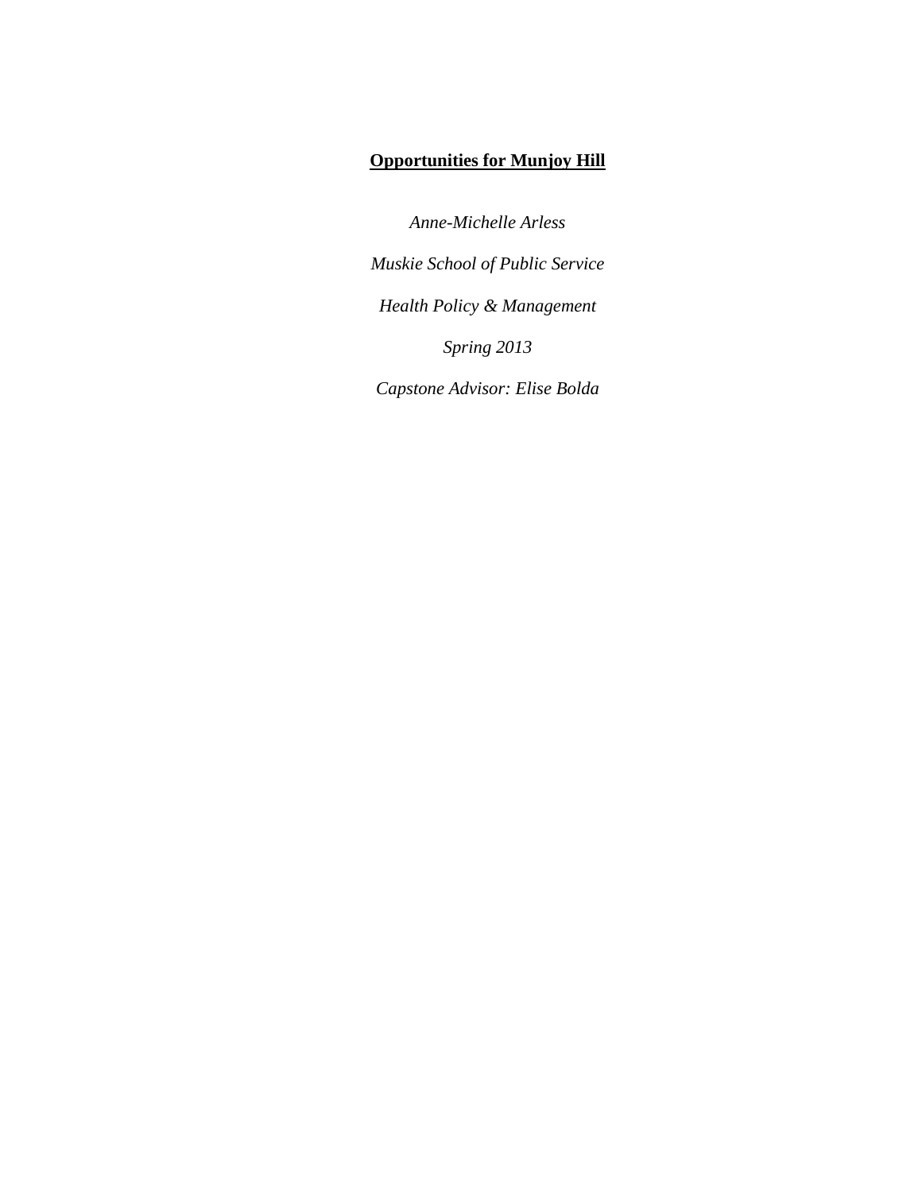# **Opportunities for Munjoy Hill**

*Anne-Michelle Arless*

*Muskie School of Public Service*

*Health Policy & Management*

*Spring 2013*

*Capstone Advisor: Elise Bolda*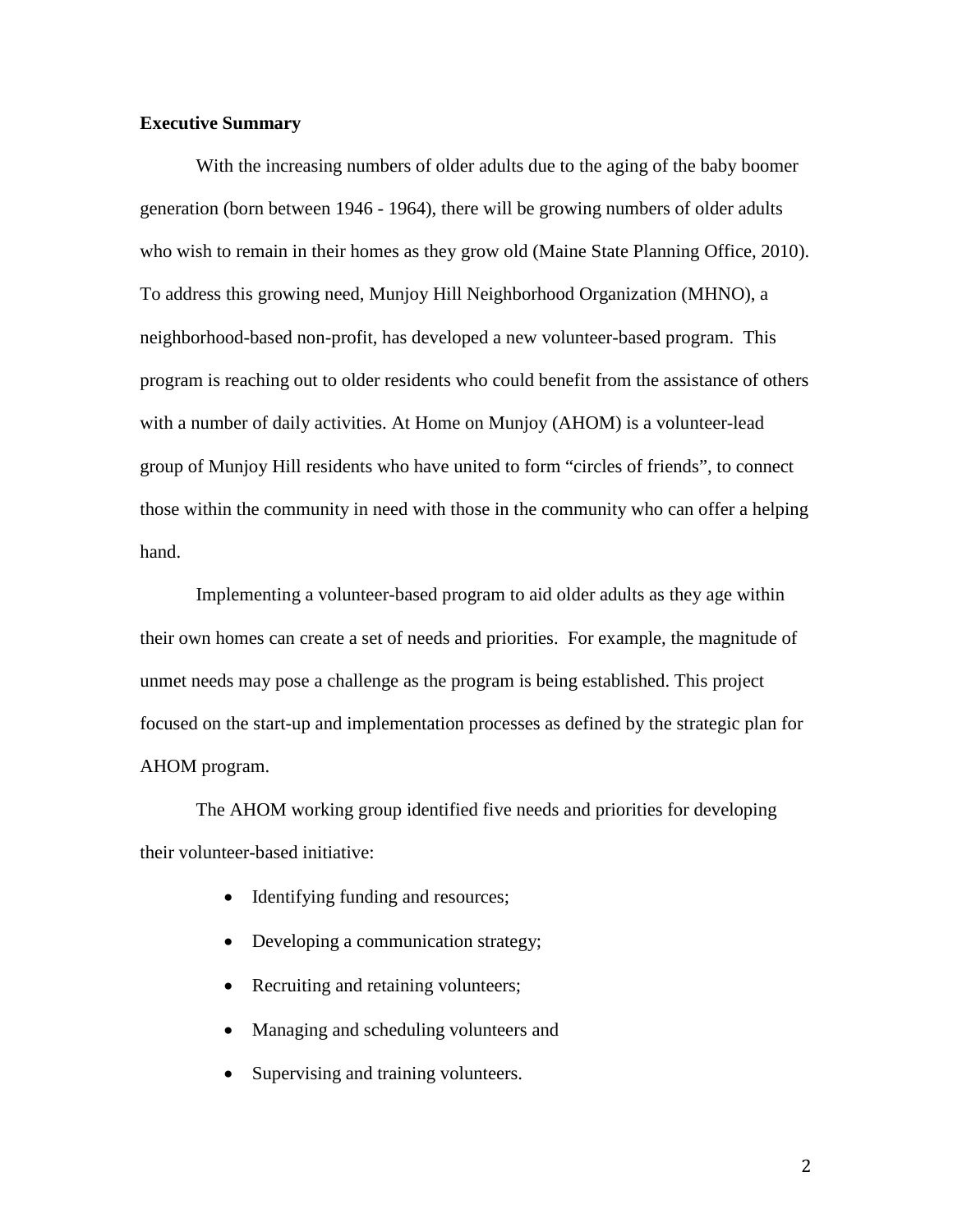**Executive Summary**

With the increasing numbers of older adults due to the aging of the baby boomer generation (born between 1946 - 1964), there will be growing numbers of older adults who wish to remain in their homes as they grow old (Maine State Planning Office, 2010). To address this growing need, Munjoy Hill Neighborhood Organization (MHNO), a neighborhood-based non-profit, has developed a new volunteer-based program. This program is reaching out to older residents who could benefit from the assistance of others with a number of daily activities. At Home on Munjoy (AHOM) is a volunteer-lead group of Munjoy Hill residents who have united to form "circles of friends", to connect those within the community in need with those in the community who can offer a helping hand.

Implementing a volunteer-based program to aid older adults as they age within their own homes can create a set of needs and priorities. For example, the magnitude of unmet needs may pose a challenge as the program is being established. This project focused on the start-up and implementation processes as defined by the strategic plan for AHOM program.

The AHOM working group identified five needs and priorities for developing their volunteer-based initiative:

- Identifying funding and resources;
- Developing a communication strategy;
- Recruiting and retaining volunteers;
- Managing and scheduling volunteers and
- Supervising and training volunteers.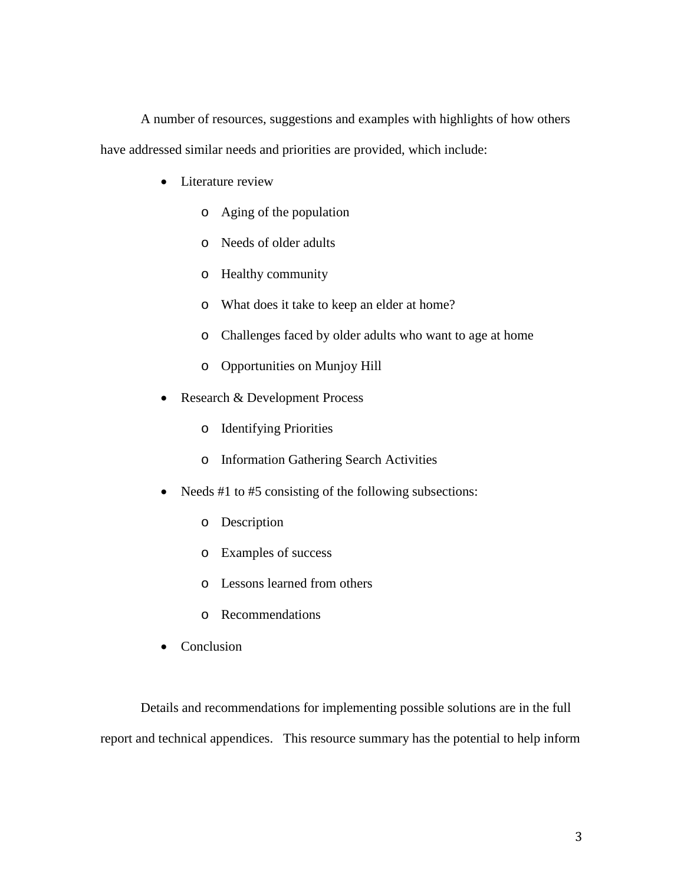A number of resources, suggestions and examples with highlights of how others have addressed similar needs and priorities are provided, which include:

- Literature review
  - Aging of the population
  - Needs of older adults
  - Healthy community
  - What does it take to keep an elder at home?
  - Challenges faced by older adults who want to age at home
  - Opportunities on Munjoy Hill
- Research & Development Process
  - Identifying Priorities
  - Information Gathering Search Activities
- Needs #1 to #5 consisting of the following subsections:
  - Description
  - Examples of success
  - Lessons learned from others
  - Recommendations
- Conclusion

Details and recommendations for implementing possible solutions are in the full report and technical appendices. This resource summary has the potential to help inform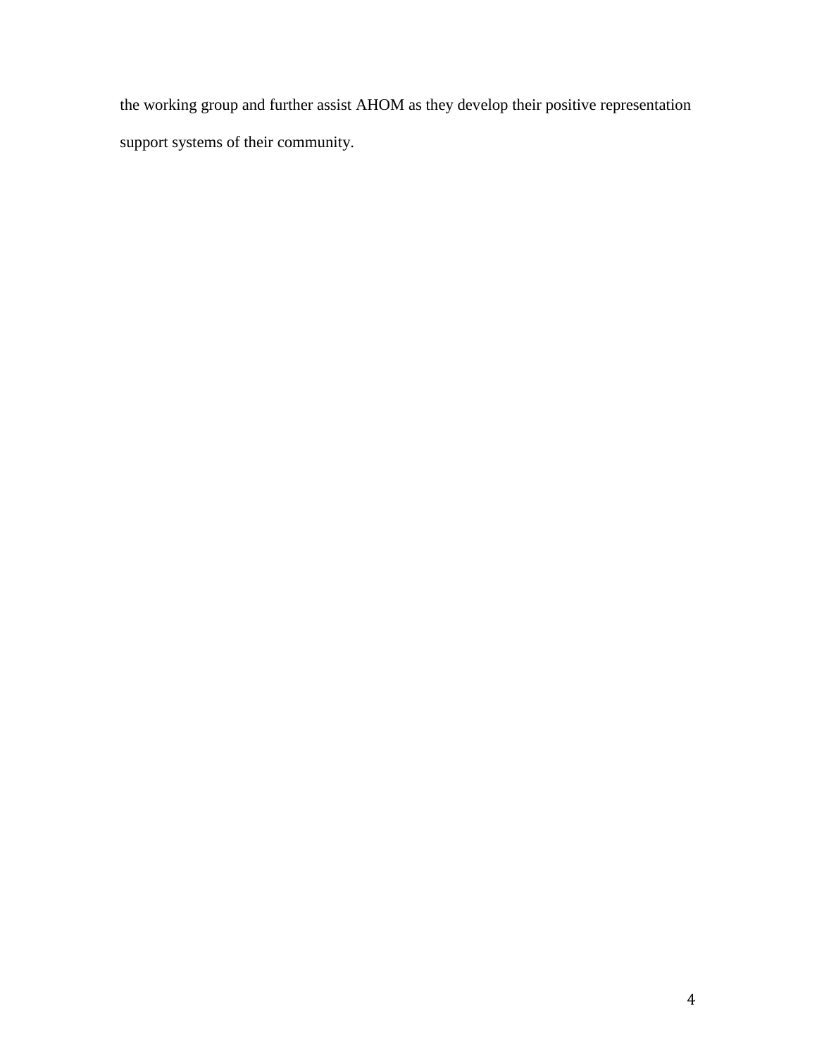the working group and further assist AHOM as they develop their positive representation support systems of their community.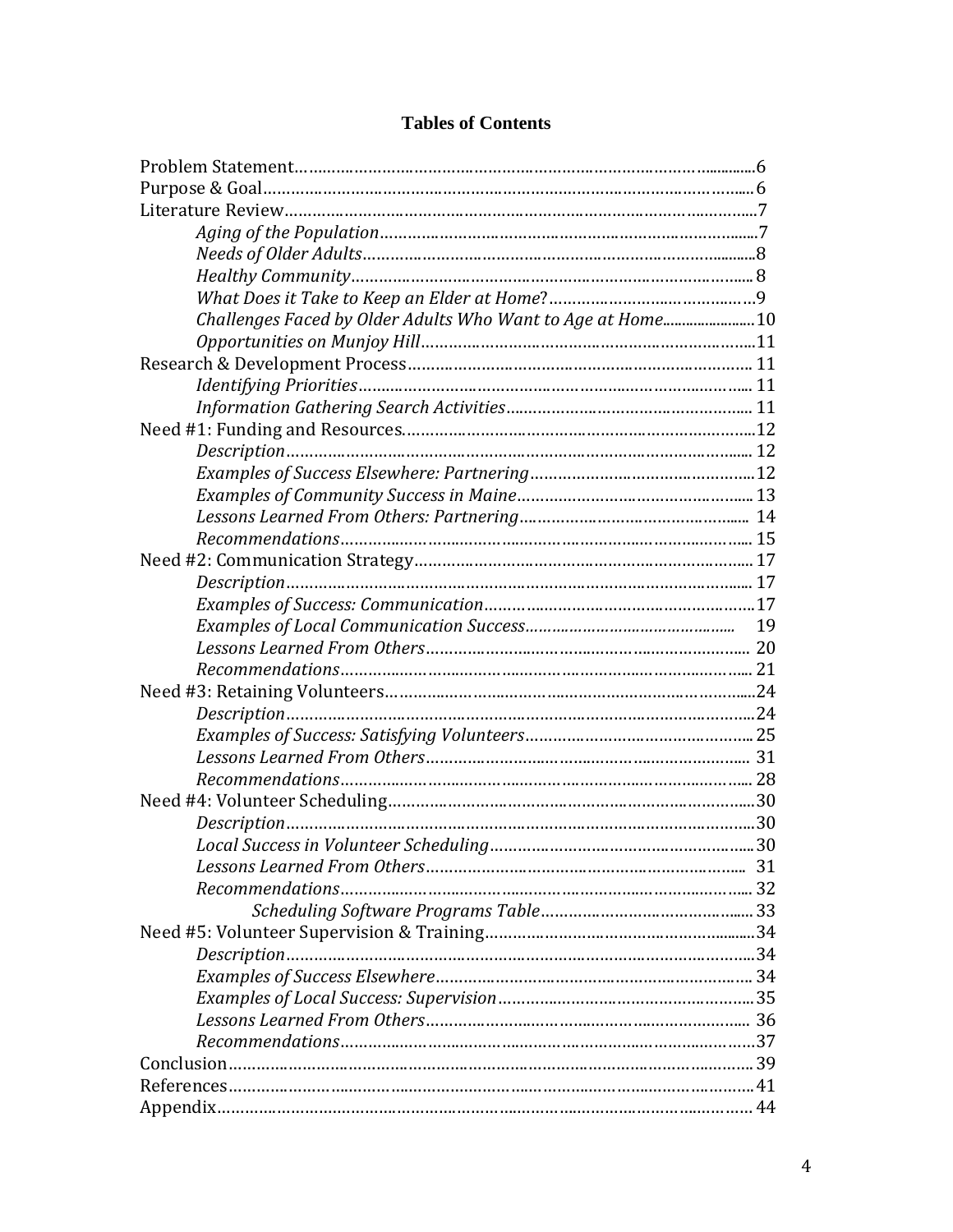# Tables of Contents

Problem Statement……………………………………………………………………………6
Purpose & Goal……………………………………………………………………………… 6
Literature Review……………………………………………………………………………7
  *Aging of the Population*…………………………………………………………………7
  *Needs of Older Adults*……………………………………………………………………8
  *Healthy Community*……………………………………………………………………… 8
  *What Does it Take to Keep an Elder at Home*?……………………………………9
  *Challenges Faced by Older Adults Who Want to Age at Home*……………………10
  *Opportunities on Munjoy Hill*…………………………………………………………11
Research & Development Process………………………………………………………… 11
  *Identifying Priorities*…………………………………………………………………… 11
  *Information Gathering Search Activities*…………………………………………… 11
Need #1: Funding and Resources……………………………………………………………12
  *Description*………………………………………………………………………………… 12
  *Examples of Success Elsewhere: Partnering*…………………………………………12
  *Examples of Community Success in Maine*…………………………………………… 13
  *Lessons Learned From Others: Partnering*…………………………………………… 14
  *Recommendations*………………………………………………………………………… 15
Need #2: Communication Strategy………………………………………………………… 17
  *Description*………………………………………………………………………………… 17
  *Examples of Success: Communication*…………………………………………………17
  *Examples of Local Communication Success*………………………………………… 19
  *Lessons Learned From Others*…………………………………………………………… 20
  *Recommendations*………………………………………………………………………… 21
Need #3: Retaining Volunteers………………………………………………………………24
  *Description*…………………………………………………………………………………24
  *Examples of Success: Satisfying Volunteers*………………………………………… 25
  *Lessons Learned From Others*…………………………………………………………… 31
  *Recommendations*………………………………………………………………………… 28
Need #4: Volunteer Scheduling………………………………………………………………30
  *Description*…………………………………………………………………………………30
  *Local Success in Volunteer Scheduling*…………………………………………………30
  *Lessons Learned From Others*…………………………………………………………… 31
  *Recommendations*………………………………………………………………………… 32
    *Scheduling Software Programs Table*…………………………………………… 33
Need #5: Volunteer Supervision & Training…………………………………………………34
  *Description*…………………………………………………………………………………34
  *Examples of Success Elsewhere*………………………………………………………… 34
  *Examples of Local Success: Supervision*………………………………………………35
  *Lessons Learned From Others*…………………………………………………………… 36
  *Recommendations*…………………………………………………………………………37
Conclusion……………………………………………………………………………………… 39
References………………………………………………………………………………………41
Appendix………………………………………………………………………………………… 44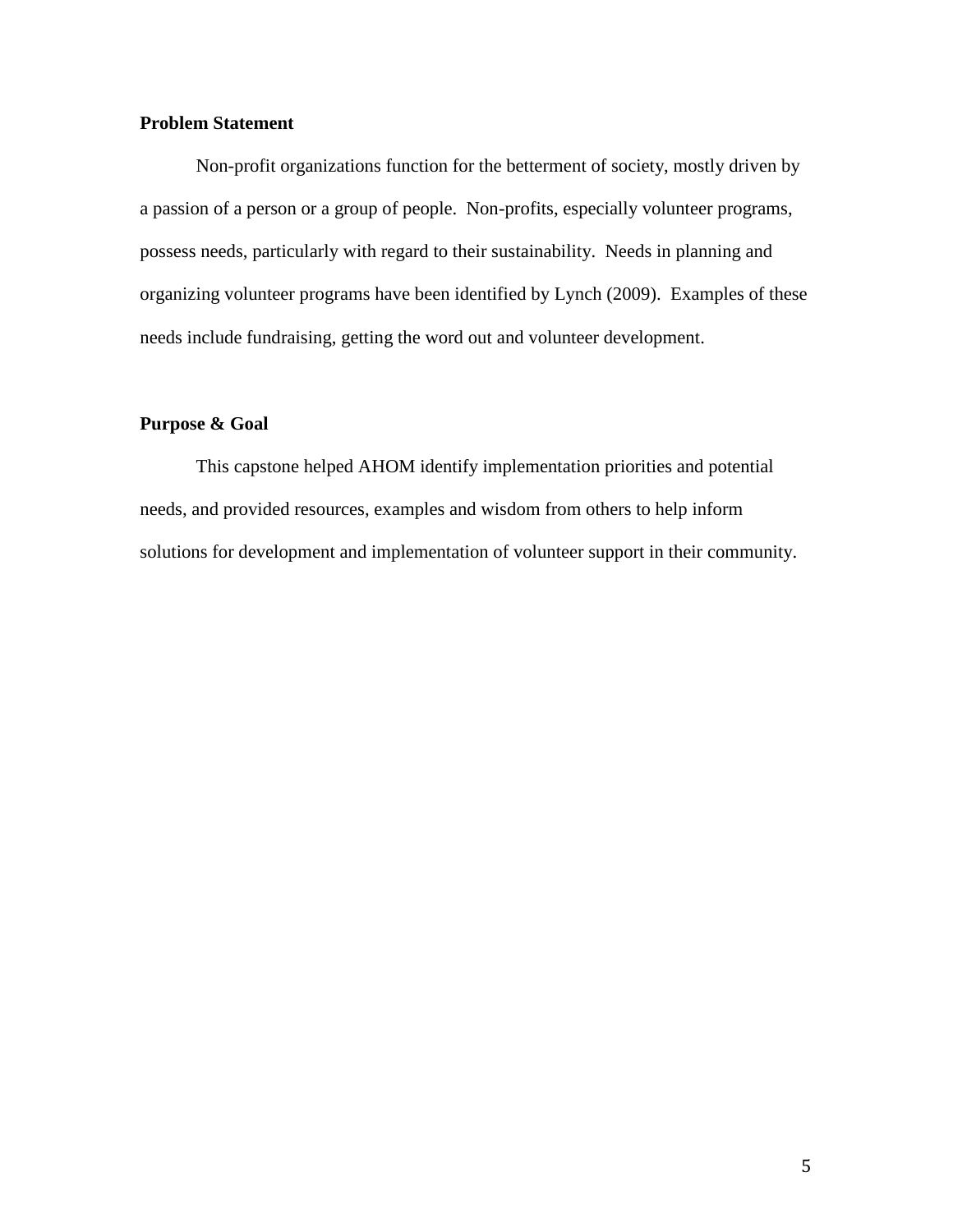**Problem Statement**

Non-profit organizations function for the betterment of society, mostly driven by a passion of a person or a group of people. Non-profits, especially volunteer programs, possess needs, particularly with regard to their sustainability. Needs in planning and organizing volunteer programs have been identified by Lynch (2009). Examples of these needs include fundraising, getting the word out and volunteer development.

**Purpose & Goal**

This capstone helped AHOM identify implementation priorities and potential needs, and provided resources, examples and wisdom from others to help inform solutions for development and implementation of volunteer support in their community.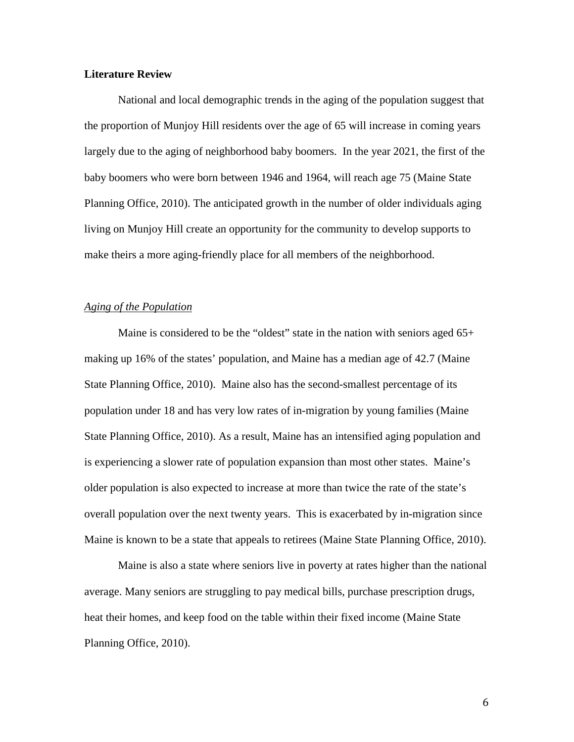## Literature Review

National and local demographic trends in the aging of the population suggest that the proportion of Munjoy Hill residents over the age of 65 will increase in coming years largely due to the aging of neighborhood baby boomers. In the year 2021, the first of the baby boomers who were born between 1946 and 1964, will reach age 75 (Maine State Planning Office, 2010). The anticipated growth in the number of older individuals aging living on Munjoy Hill create an opportunity for the community to develop supports to make theirs a more aging-friendly place for all members of the neighborhood.

### <u>Aging of the Population</u>

Maine is considered to be the "oldest" state in the nation with seniors aged 65+ making up 16% of the states' population, and Maine has a median age of 42.7 (Maine State Planning Office, 2010). Maine also has the second-smallest percentage of its population under 18 and has very low rates of in-migration by young families (Maine State Planning Office, 2010). As a result, Maine has an intensified aging population and is experiencing a slower rate of population expansion than most other states. Maine's older population is also expected to increase at more than twice the rate of the state's overall population over the next twenty years. This is exacerbated by in-migration since Maine is known to be a state that appeals to retirees (Maine State Planning Office, 2010).

Maine is also a state where seniors live in poverty at rates higher than the national average. Many seniors are struggling to pay medical bills, purchase prescription drugs, heat their homes, and keep food on the table within their fixed income (Maine State Planning Office, 2010).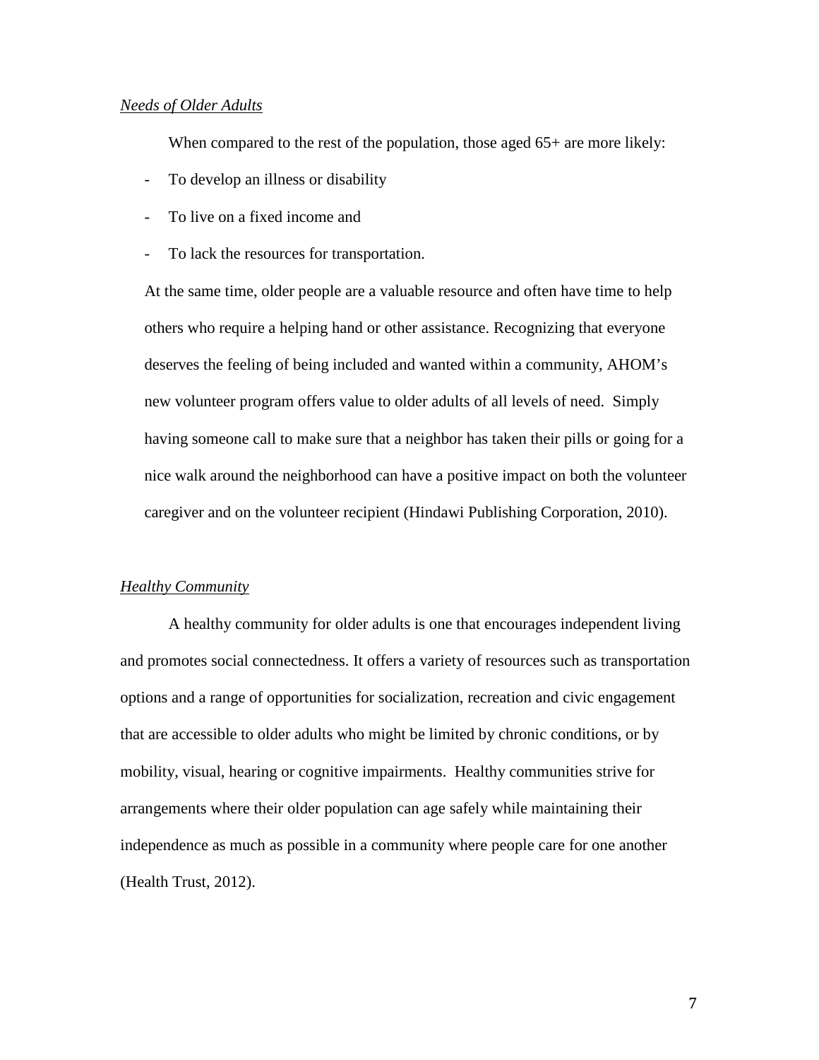*Needs of Older Adults*

When compared to the rest of the population, those aged 65+ are more likely:

- To develop an illness or disability
- To live on a fixed income and
- To lack the resources for transportation.

At the same time, older people are a valuable resource and often have time to help others who require a helping hand or other assistance. Recognizing that everyone deserves the feeling of being included and wanted within a community, AHOM's new volunteer program offers value to older adults of all levels of need. Simply having someone call to make sure that a neighbor has taken their pills or going for a nice walk around the neighborhood can have a positive impact on both the volunteer caregiver and on the volunteer recipient (Hindawi Publishing Corporation, 2010).

*Healthy Community*

A healthy community for older adults is one that encourages independent living and promotes social connectedness. It offers a variety of resources such as transportation options and a range of opportunities for socialization, recreation and civic engagement that are accessible to older adults who might be limited by chronic conditions, or by mobility, visual, hearing or cognitive impairments. Healthy communities strive for arrangements where their older population can age safely while maintaining their independence as much as possible in a community where people care for one another (Health Trust, 2012).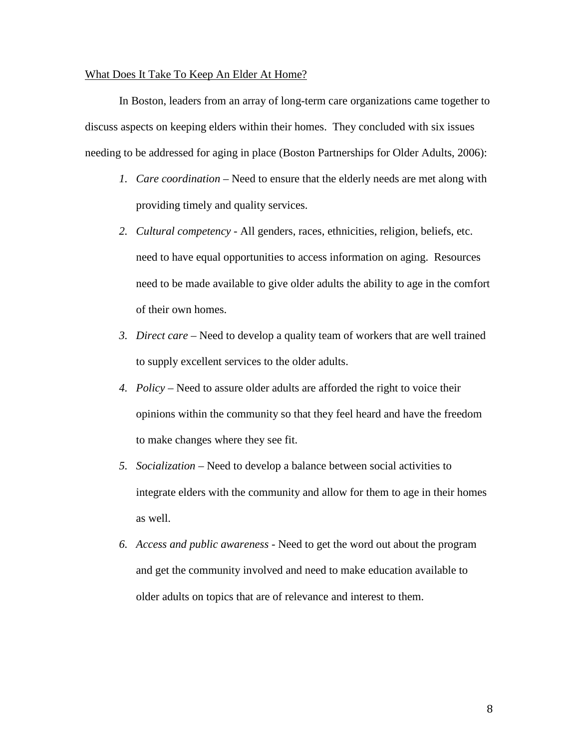<u>What Does It Take To Keep An Elder At Home?</u>

In Boston, leaders from an array of long-term care organizations came together to discuss aspects on keeping elders within their homes. They concluded with six issues needing to be addressed for aging in place (Boston Partnerships for Older Adults, 2006):

1. *Care coordination* – Need to ensure that the elderly needs are met along with providing timely and quality services.
2. *Cultural competency* - All genders, races, ethnicities, religion, beliefs, etc. need to have equal opportunities to access information on aging. Resources need to be made available to give older adults the ability to age in the comfort of their own homes.
3. *Direct care* – Need to develop a quality team of workers that are well trained to supply excellent services to the older adults.
4. *Policy* – Need to assure older adults are afforded the right to voice their opinions within the community so that they feel heard and have the freedom to make changes where they see fit.
5. *Socialization* – Need to develop a balance between social activities to integrate elders with the community and allow for them to age in their homes as well.
6. *Access and public awareness* - Need to get the word out about the program and get the community involved and need to make education available to older adults on topics that are of relevance and interest to them.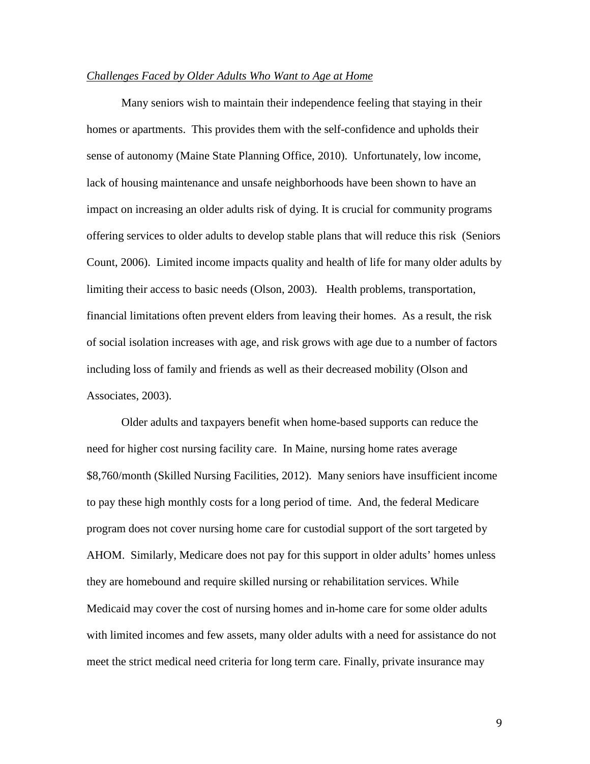*Challenges Faced by Older Adults Who Want to Age at Home*

Many seniors wish to maintain their independence feeling that staying in their homes or apartments. This provides them with the self-confidence and upholds their sense of autonomy (Maine State Planning Office, 2010). Unfortunately, low income, lack of housing maintenance and unsafe neighborhoods have been shown to have an impact on increasing an older adults risk of dying. It is crucial for community programs offering services to older adults to develop stable plans that will reduce this risk (Seniors Count, 2006). Limited income impacts quality and health of life for many older adults by limiting their access to basic needs (Olson, 2003). Health problems, transportation, financial limitations often prevent elders from leaving their homes. As a result, the risk of social isolation increases with age, and risk grows with age due to a number of factors including loss of family and friends as well as their decreased mobility (Olson and Associates, 2003).

Older adults and taxpayers benefit when home-based supports can reduce the need for higher cost nursing facility care. In Maine, nursing home rates average $8,760/month (Skilled Nursing Facilities, 2012). Many seniors have insufficient income to pay these high monthly costs for a long period of time. And, the federal Medicare program does not cover nursing home care for custodial support of the sort targeted by AHOM. Similarly, Medicare does not pay for this support in older adults' homes unless they are homebound and require skilled nursing or rehabilitation services. While Medicaid may cover the cost of nursing homes and in-home care for some older adults with limited incomes and few assets, many older adults with a need for assistance do not meet the strict medical need criteria for long term care. Finally, private insurance may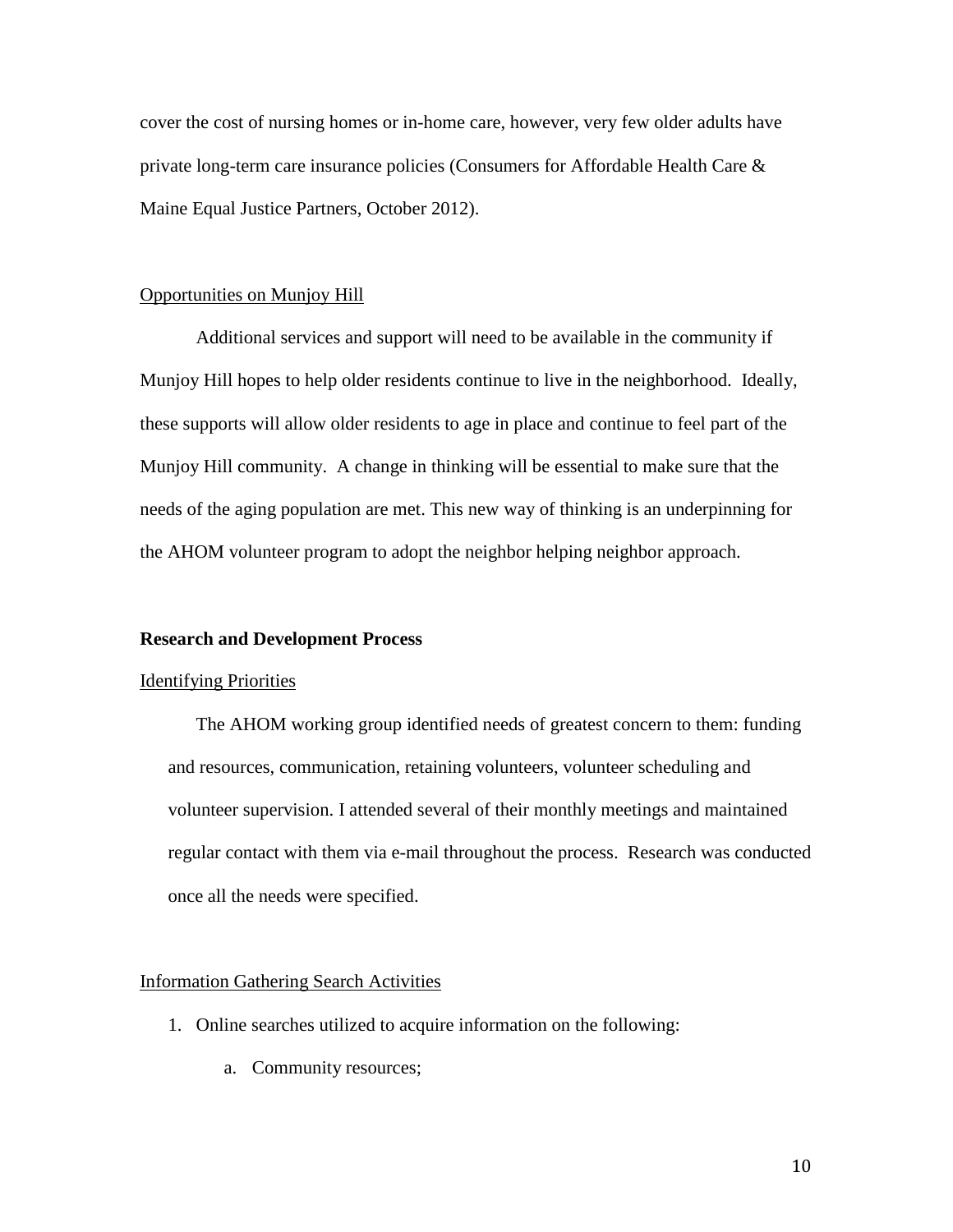cover the cost of nursing homes or in-home care, however, very few older adults have private long-term care insurance policies (Consumers for Affordable Health Care & Maine Equal Justice Partners, October 2012).

Opportunities on Munjoy Hill

Additional services and support will need to be available in the community if Munjoy Hill hopes to help older residents continue to live in the neighborhood. Ideally, these supports will allow older residents to age in place and continue to feel part of the Munjoy Hill community. A change in thinking will be essential to make sure that the needs of the aging population are met. This new way of thinking is an underpinning for the AHOM volunteer program to adopt the neighbor helping neighbor approach.

**Research and Development Process**

Identifying Priorities

The AHOM working group identified needs of greatest concern to them: funding and resources, communication, retaining volunteers, volunteer scheduling and volunteer supervision. I attended several of their monthly meetings and maintained regular contact with them via e-mail throughout the process. Research was conducted once all the needs were specified.

Information Gathering Search Activities

1. Online searches utilized to acquire information on the following:
    a. Community resources;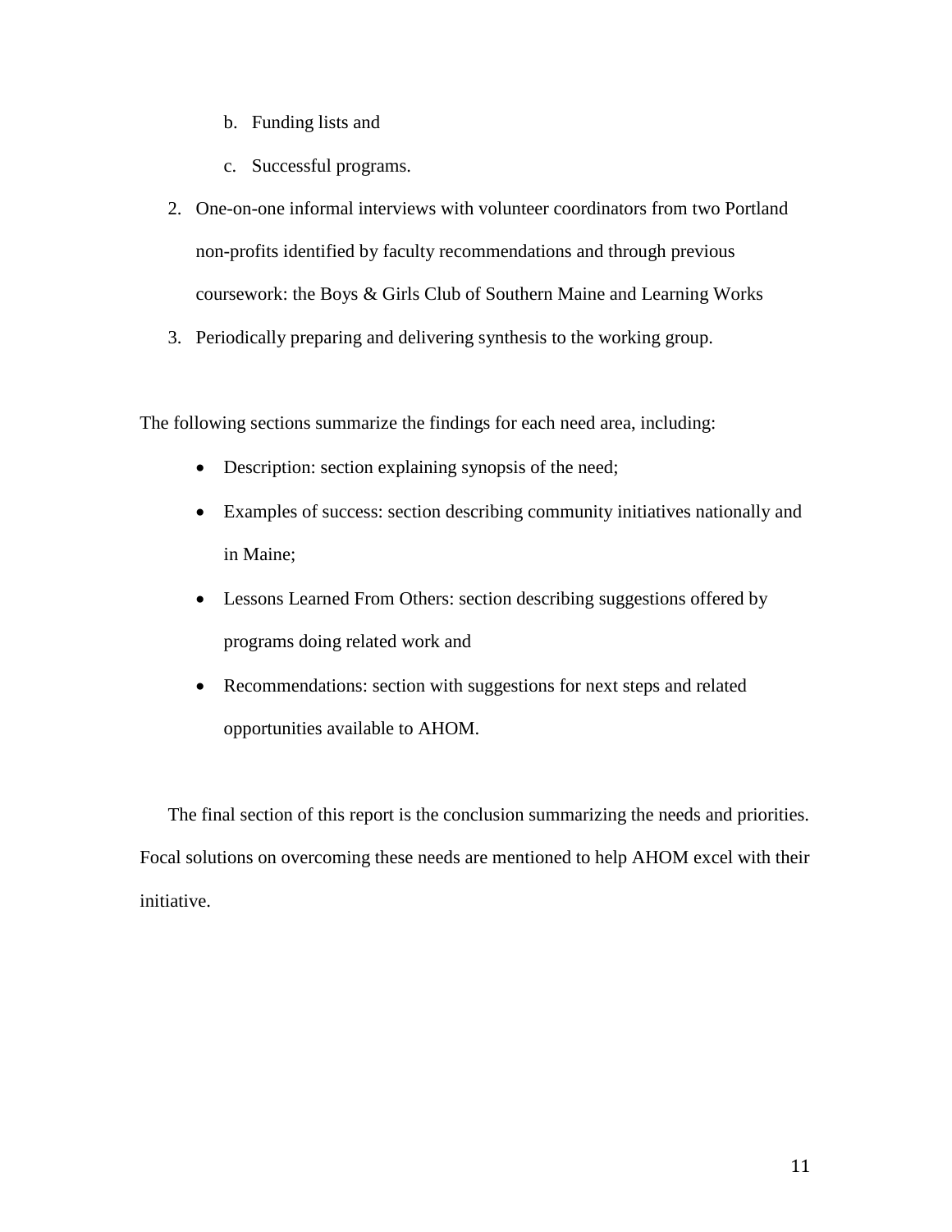b. Funding lists and

   c. Successful programs.

2. One-on-one informal interviews with volunteer coordinators from two Portland non-profits identified by faculty recommendations and through previous coursework: the Boys & Girls Club of Southern Maine and Learning Works

3. Periodically preparing and delivering synthesis to the working group.

The following sections summarize the findings for each need area, including:

- Description: section explaining synopsis of the need;
- Examples of success: section describing community initiatives nationally and in Maine;
- Lessons Learned From Others: section describing suggestions offered by programs doing related work and
- Recommendations: section with suggestions for next steps and related opportunities available to AHOM.

The final section of this report is the conclusion summarizing the needs and priorities. Focal solutions on overcoming these needs are mentioned to help AHOM excel with their initiative.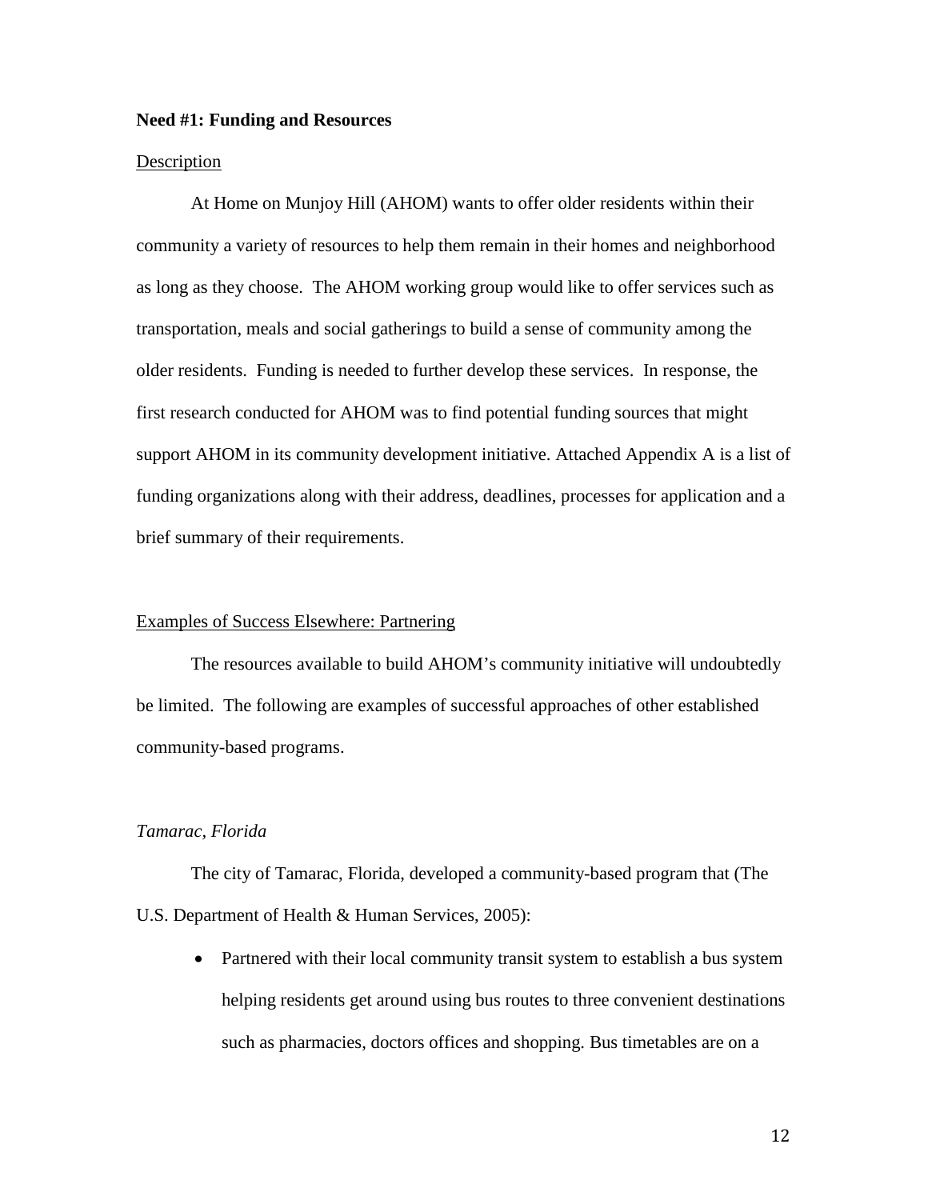**Need #1: Funding and Resources**

Description

At Home on Munjoy Hill (AHOM) wants to offer older residents within their community a variety of resources to help them remain in their homes and neighborhood as long as they choose. The AHOM working group would like to offer services such as transportation, meals and social gatherings to build a sense of community among the older residents. Funding is needed to further develop these services. In response, the first research conducted for AHOM was to find potential funding sources that might support AHOM in its community development initiative. Attached Appendix A is a list of funding organizations along with their address, deadlines, processes for application and a brief summary of their requirements.

Examples of Success Elsewhere: Partnering

The resources available to build AHOM's community initiative will undoubtedly be limited. The following are examples of successful approaches of other established community-based programs.

*Tamarac, Florida*

The city of Tamarac, Florida, developed a community-based program that (The U.S. Department of Health & Human Services, 2005):

- Partnered with their local community transit system to establish a bus system helping residents get around using bus routes to three convenient destinations such as pharmacies, doctors offices and shopping. Bus timetables are on a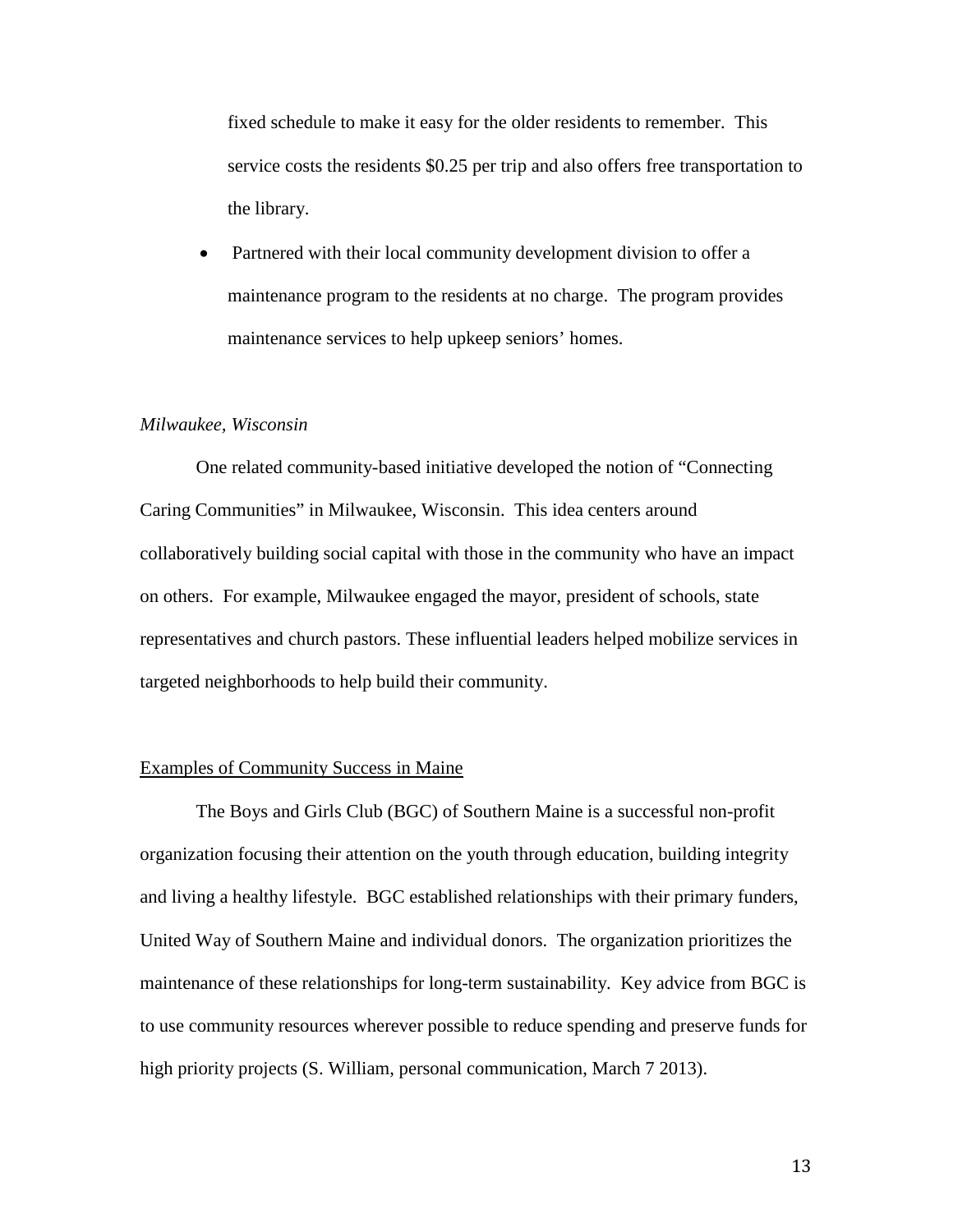fixed schedule to make it easy for the older residents to remember. This service costs the residents $0.25 per trip and also offers free transportation to the library.

- Partnered with their local community development division to offer a maintenance program to the residents at no charge. The program provides maintenance services to help upkeep seniors' homes.

*Milwaukee, Wisconsin*

One related community-based initiative developed the notion of "Connecting Caring Communities" in Milwaukee, Wisconsin. This idea centers around collaboratively building social capital with those in the community who have an impact on others. For example, Milwaukee engaged the mayor, president of schools, state representatives and church pastors. These influential leaders helped mobilize services in targeted neighborhoods to help build their community.

<u>Examples of Community Success in Maine</u>

The Boys and Girls Club (BGC) of Southern Maine is a successful non-profit organization focusing their attention on the youth through education, building integrity and living a healthy lifestyle. BGC established relationships with their primary funders, United Way of Southern Maine and individual donors. The organization prioritizes the maintenance of these relationships for long-term sustainability. Key advice from BGC is to use community resources wherever possible to reduce spending and preserve funds for high priority projects (S. William, personal communication, March 7 2013).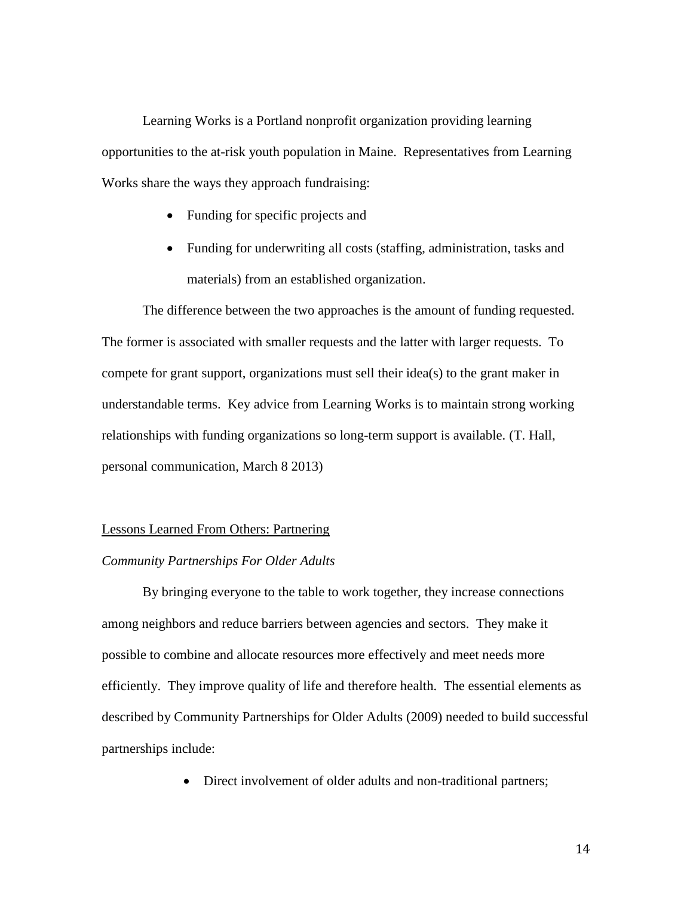Learning Works is a Portland nonprofit organization providing learning opportunities to the at-risk youth population in Maine. Representatives from Learning Works share the ways they approach fundraising:

- Funding for specific projects and
- Funding for underwriting all costs (staffing, administration, tasks and materials) from an established organization.

The difference between the two approaches is the amount of funding requested. The former is associated with smaller requests and the latter with larger requests. To compete for grant support, organizations must sell their idea(s) to the grant maker in understandable terms. Key advice from Learning Works is to maintain strong working relationships with funding organizations so long-term support is available. (T. Hall, personal communication, March 8 2013)

## Lessons Learned From Others: Partnering

### *Community Partnerships For Older Adults*

By bringing everyone to the table to work together, they increase connections among neighbors and reduce barriers between agencies and sectors. They make it possible to combine and allocate resources more effectively and meet needs more efficiently. They improve quality of life and therefore health. The essential elements as described by Community Partnerships for Older Adults (2009) needed to build successful partnerships include:

- Direct involvement of older adults and non-traditional partners;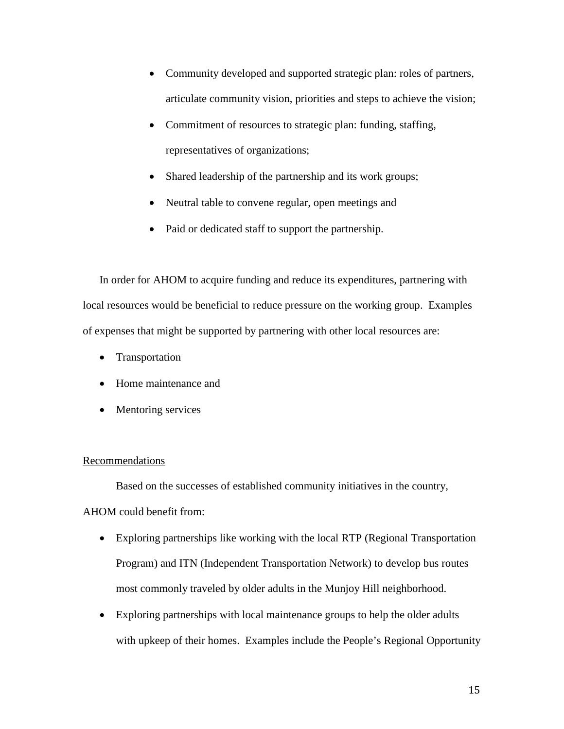- Community developed and supported strategic plan: roles of partners, articulate community vision, priorities and steps to achieve the vision;
- Commitment of resources to strategic plan: funding, staffing, representatives of organizations;
- Shared leadership of the partnership and its work groups;
- Neutral table to convene regular, open meetings and
- Paid or dedicated staff to support the partnership.

In order for AHOM to acquire funding and reduce its expenditures, partnering with local resources would be beneficial to reduce pressure on the working group. Examples of expenses that might be supported by partnering with other local resources are:

- Transportation
- Home maintenance and
- Mentoring services

Recommendations

Based on the successes of established community initiatives in the country, AHOM could benefit from:

- Exploring partnerships like working with the local RTP (Regional Transportation Program) and ITN (Independent Transportation Network) to develop bus routes most commonly traveled by older adults in the Munjoy Hill neighborhood.
- Exploring partnerships with local maintenance groups to help the older adults with upkeep of their homes. Examples include the People's Regional Opportunity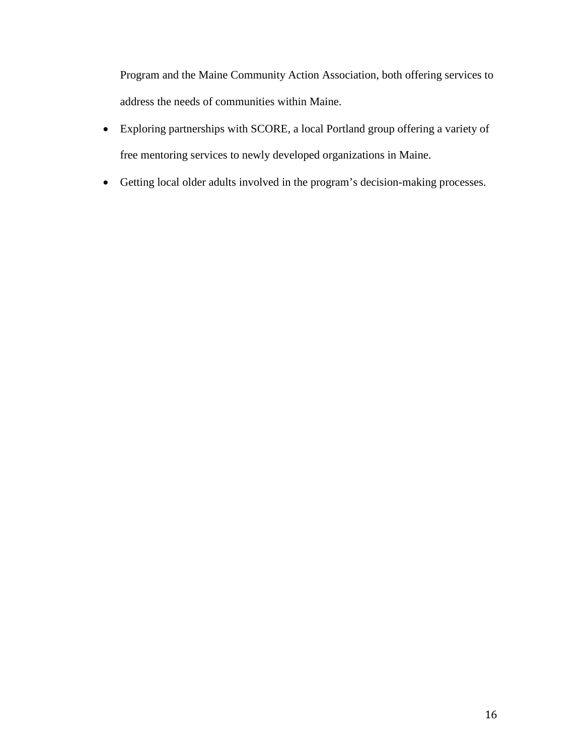Program and the Maine Community Action Association, both offering services to address the needs of communities within Maine.

- Exploring partnerships with SCORE, a local Portland group offering a variety of free mentoring services to newly developed organizations in Maine.
- Getting local older adults involved in the program's decision-making processes.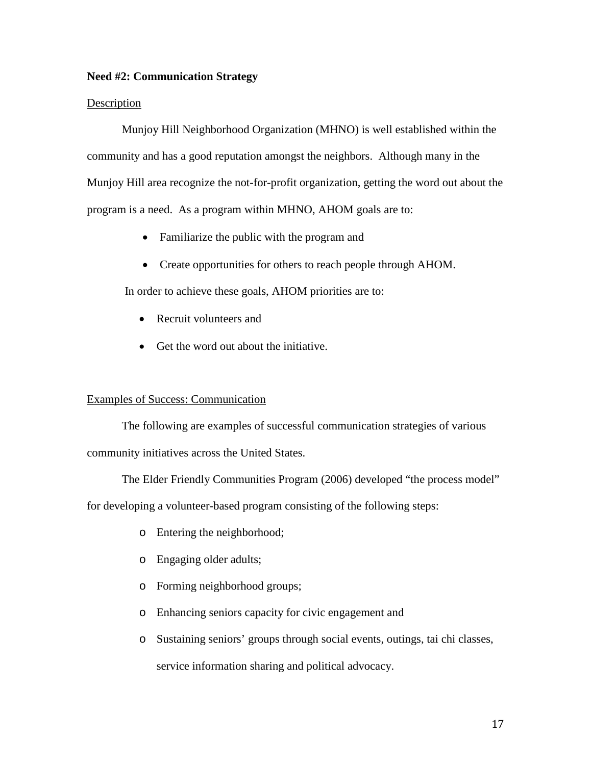**Need #2: Communication Strategy**

Description

Munjoy Hill Neighborhood Organization (MHNO) is well established within the community and has a good reputation amongst the neighbors. Although many in the Munjoy Hill area recognize the not-for-profit organization, getting the word out about the program is a need. As a program within MHNO, AHOM goals are to:

- Familiarize the public with the program and
- Create opportunities for others to reach people through AHOM.

In order to achieve these goals, AHOM priorities are to:

- Recruit volunteers and
- Get the word out about the initiative.

Examples of Success: Communication

The following are examples of successful communication strategies of various community initiatives across the United States.

The Elder Friendly Communities Program (2006) developed “the process model” for developing a volunteer-based program consisting of the following steps:

- Entering the neighborhood;
- Engaging older adults;
- Forming neighborhood groups;
- Enhancing seniors capacity for civic engagement and
- Sustaining seniors’ groups through social events, outings, tai chi classes, service information sharing and political advocacy.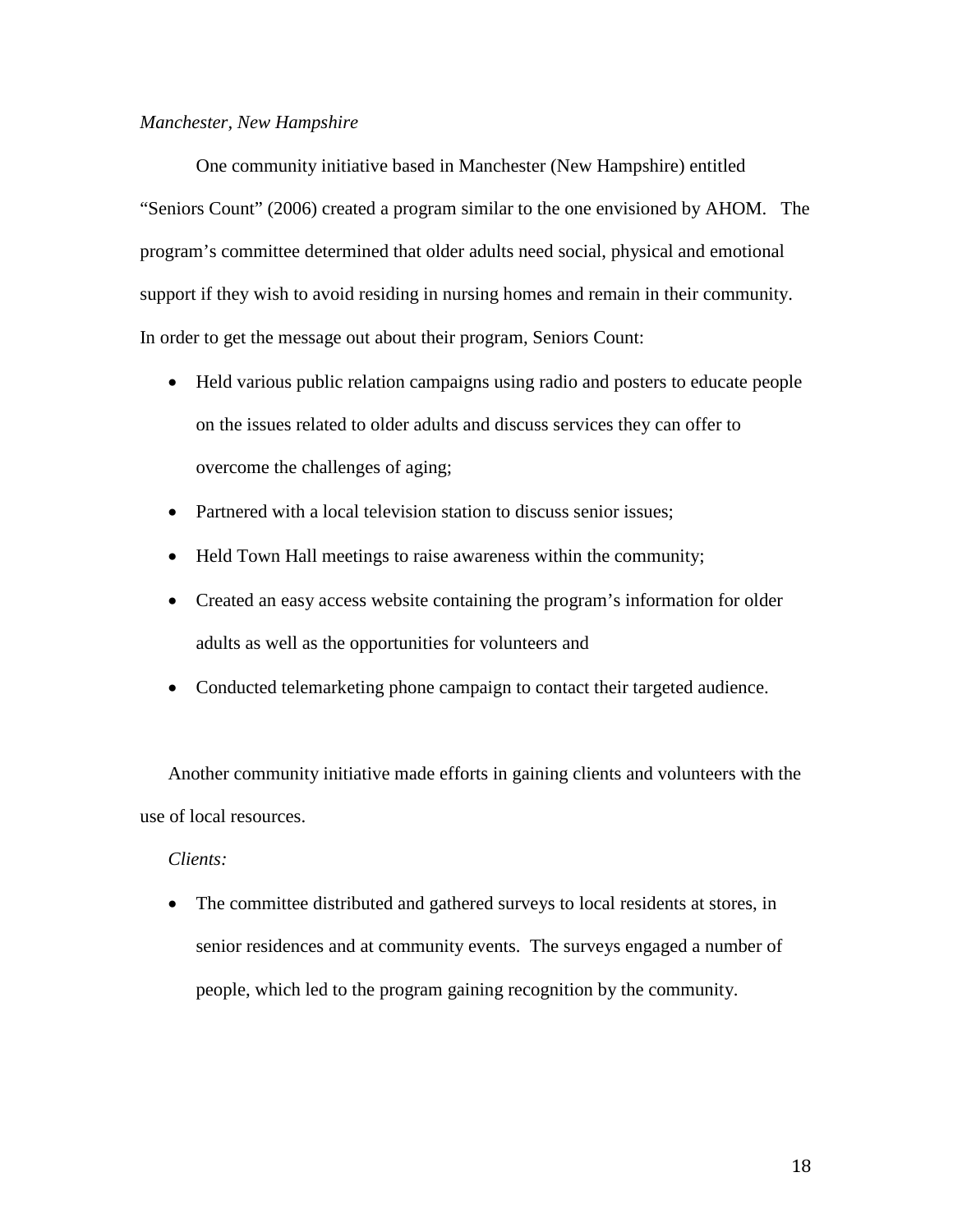*Manchester, New Hampshire*

One community initiative based in Manchester (New Hampshire) entitled "Seniors Count" (2006) created a program similar to the one envisioned by AHOM. The program's committee determined that older adults need social, physical and emotional support if they wish to avoid residing in nursing homes and remain in their community. In order to get the message out about their program, Seniors Count:

- Held various public relation campaigns using radio and posters to educate people on the issues related to older adults and discuss services they can offer to overcome the challenges of aging;
- Partnered with a local television station to discuss senior issues;
- Held Town Hall meetings to raise awareness within the community;
- Created an easy access website containing the program's information for older adults as well as the opportunities for volunteers and
- Conducted telemarketing phone campaign to contact their targeted audience.

Another community initiative made efforts in gaining clients and volunteers with the use of local resources.

*Clients:*

- The committee distributed and gathered surveys to local residents at stores, in senior residences and at community events. The surveys engaged a number of people, which led to the program gaining recognition by the community.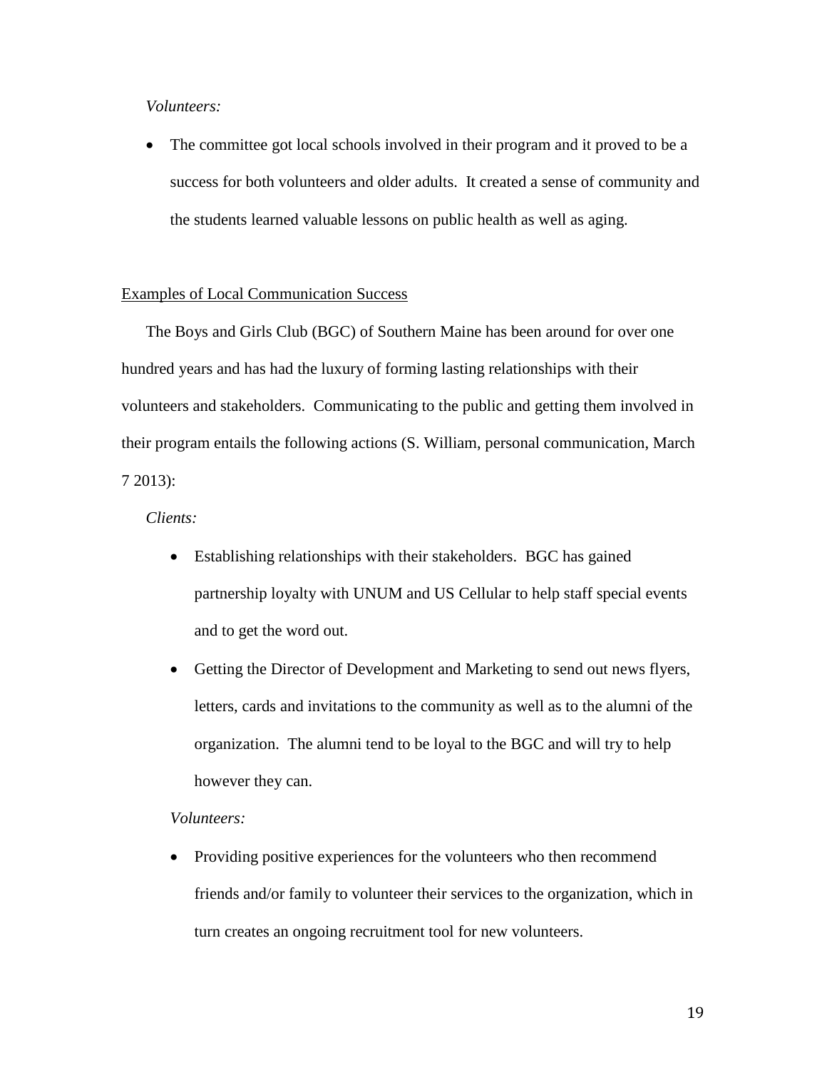*Volunteers:*

- The committee got local schools involved in their program and it proved to be a success for both volunteers and older adults. It created a sense of community and the students learned valuable lessons on public health as well as aging.

<u>Examples of Local Communication Success</u>

The Boys and Girls Club (BGC) of Southern Maine has been around for over one hundred years and has had the luxury of forming lasting relationships with their volunteers and stakeholders. Communicating to the public and getting them involved in their program entails the following actions (S. William, personal communication, March 7 2013):

*Clients:*

- Establishing relationships with their stakeholders. BGC has gained partnership loyalty with UNUM and US Cellular to help staff special events and to get the word out.
- Getting the Director of Development and Marketing to send out news flyers, letters, cards and invitations to the community as well as to the alumni of the organization. The alumni tend to be loyal to the BGC and will try to help however they can.

*Volunteers:*

- Providing positive experiences for the volunteers who then recommend friends and/or family to volunteer their services to the organization, which in turn creates an ongoing recruitment tool for new volunteers.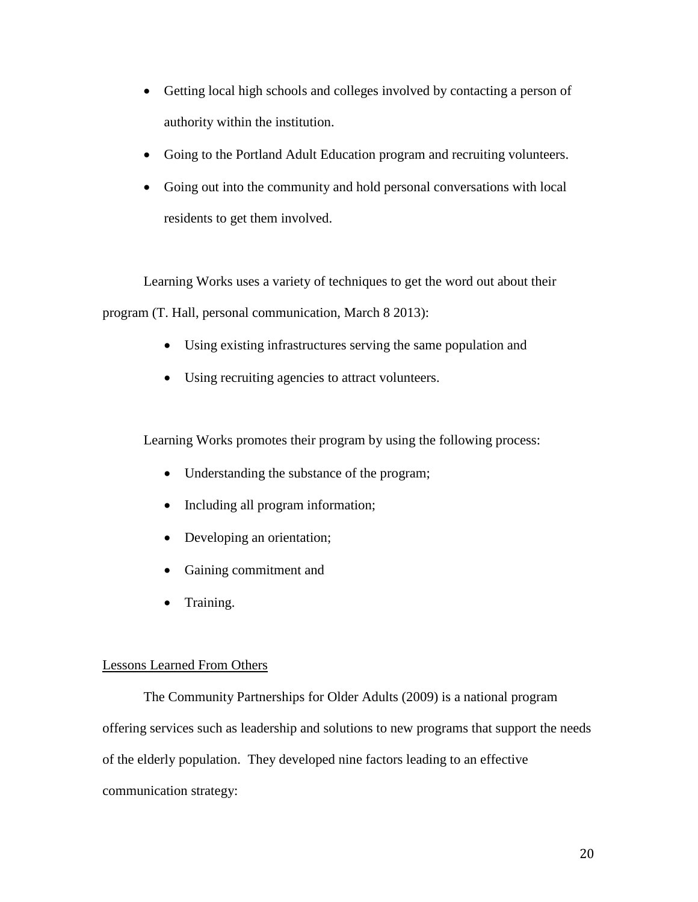- Getting local high schools and colleges involved by contacting a person of authority within the institution.
- Going to the Portland Adult Education program and recruiting volunteers.
- Going out into the community and hold personal conversations with local residents to get them involved.

Learning Works uses a variety of techniques to get the word out about their program (T. Hall, personal communication, March 8 2013):

- Using existing infrastructures serving the same population and
- Using recruiting agencies to attract volunteers.

Learning Works promotes their program by using the following process:

- Understanding the substance of the program;
- Including all program information;
- Developing an orientation;
- Gaining commitment and
- Training.

<u>Lessons Learned From Others</u>

The Community Partnerships for Older Adults (2009) is a national program offering services such as leadership and solutions to new programs that support the needs of the elderly population. They developed nine factors leading to an effective communication strategy: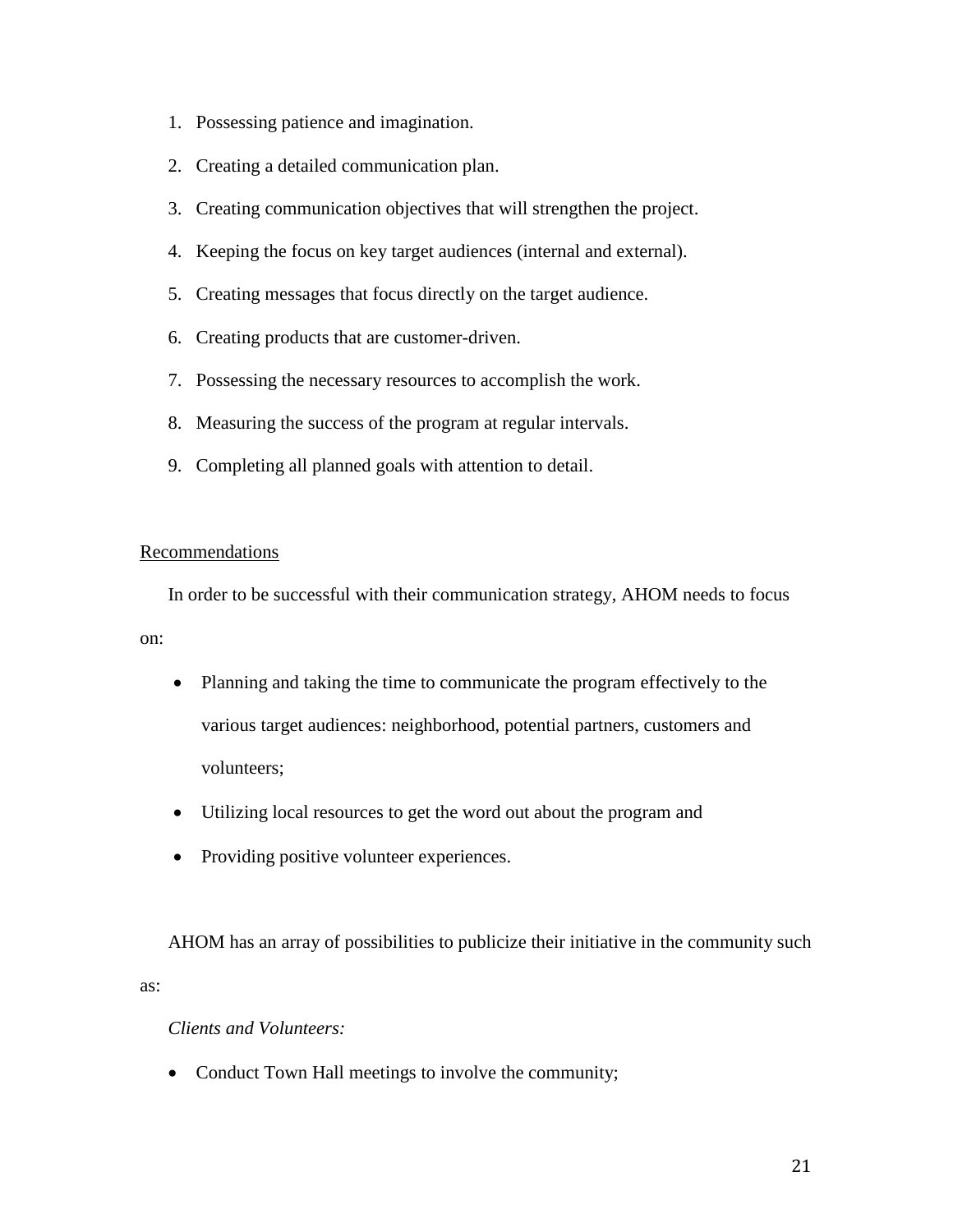1. Possessing patience and imagination.
2. Creating a detailed communication plan.
3. Creating communication objectives that will strengthen the project.
4. Keeping the focus on key target audiences (internal and external).
5. Creating messages that focus directly on the target audience.
6. Creating products that are customer-driven.
7. Possessing the necessary resources to accomplish the work.
8. Measuring the success of the program at regular intervals.
9. Completing all planned goals with attention to detail.

<u>Recommendations</u>

In order to be successful with their communication strategy, AHOM needs to focus on:

- Planning and taking the time to communicate the program effectively to the various target audiences: neighborhood, potential partners, customers and volunteers;
- Utilizing local resources to get the word out about the program and
- Providing positive volunteer experiences.

AHOM has an array of possibilities to publicize their initiative in the community such as:

*Clients and Volunteers:*

- Conduct Town Hall meetings to involve the community;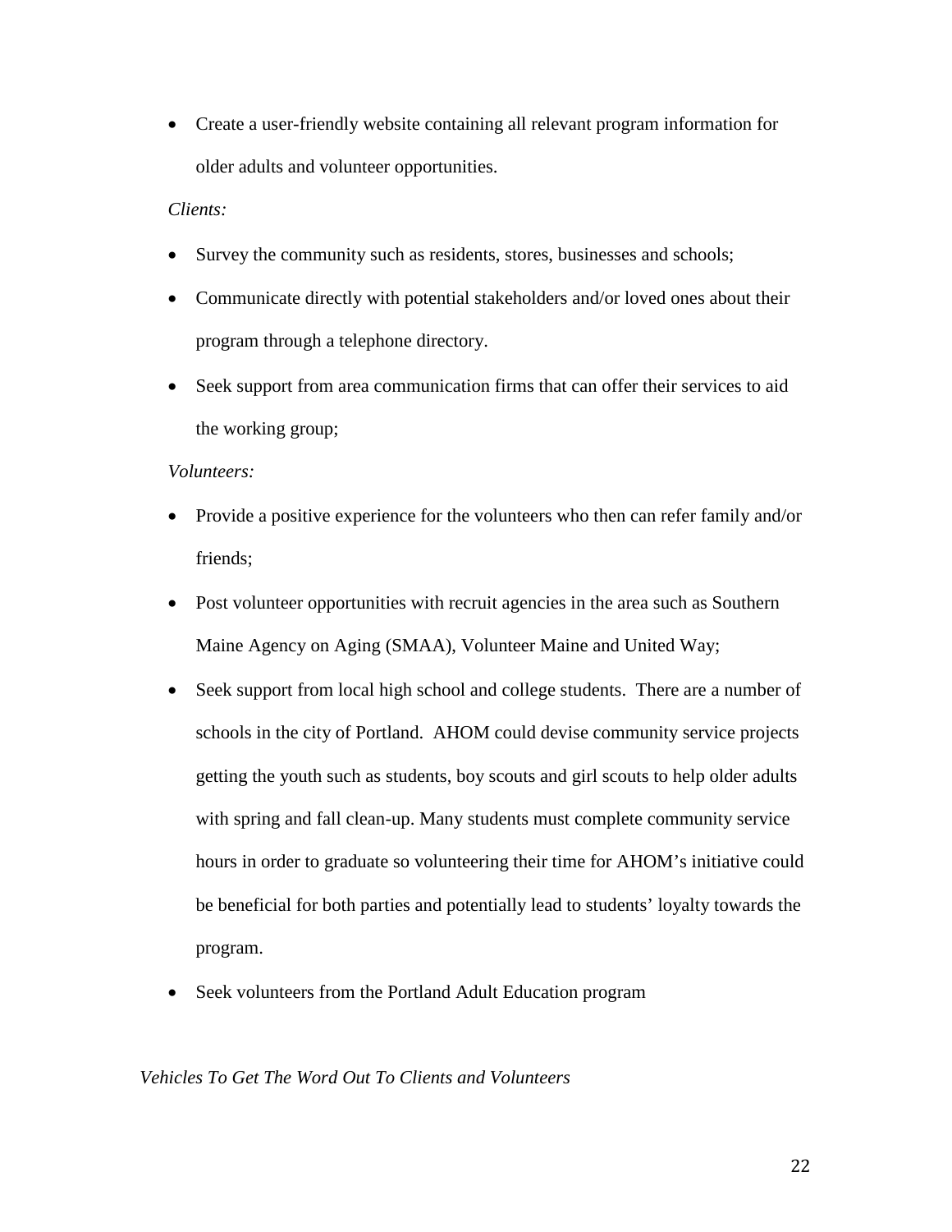- Create a user-friendly website containing all relevant program information for older adults and volunteer opportunities.

*Clients:*

- Survey the community such as residents, stores, businesses and schools;
- Communicate directly with potential stakeholders and/or loved ones about their program through a telephone directory.
- Seek support from area communication firms that can offer their services to aid the working group;

*Volunteers:*

- Provide a positive experience for the volunteers who then can refer family and/or friends;
- Post volunteer opportunities with recruit agencies in the area such as Southern Maine Agency on Aging (SMAA), Volunteer Maine and United Way;
- Seek support from local high school and college students. There are a number of schools in the city of Portland. AHOM could devise community service projects getting the youth such as students, boy scouts and girl scouts to help older adults with spring and fall clean-up. Many students must complete community service hours in order to graduate so volunteering their time for AHOM's initiative could be beneficial for both parties and potentially lead to students' loyalty towards the program.
- Seek volunteers from the Portland Adult Education program

*Vehicles To Get The Word Out To Clients and Volunteers*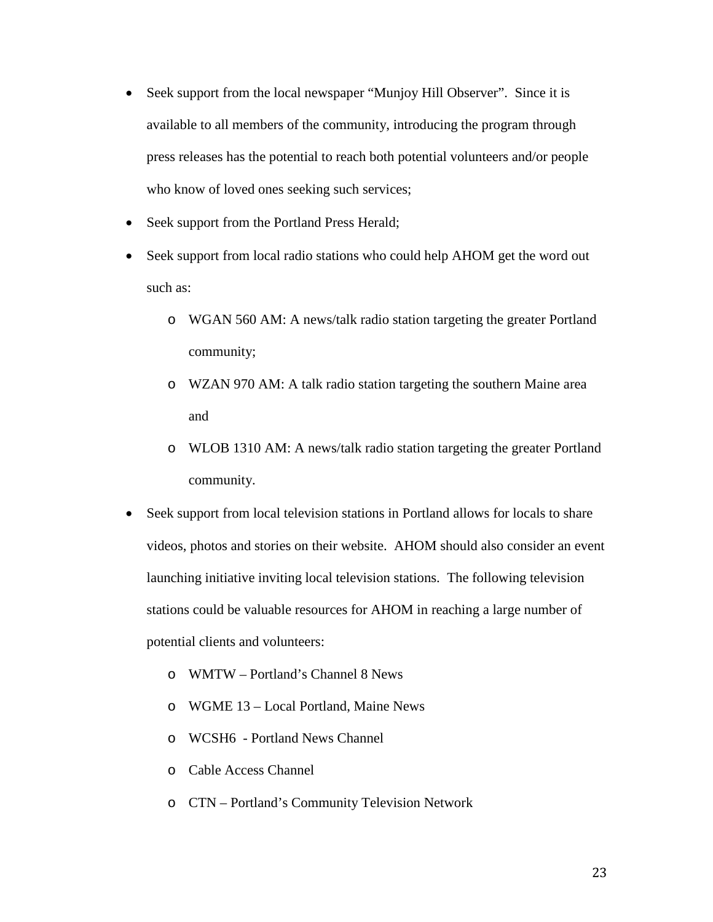- Seek support from the local newspaper "Munjoy Hill Observer". Since it is available to all members of the community, introducing the program through press releases has the potential to reach both potential volunteers and/or people who know of loved ones seeking such services;
- Seek support from the Portland Press Herald;
- Seek support from local radio stations who could help AHOM get the word out such as:
  - WGAN 560 AM: A news/talk radio station targeting the greater Portland community;
  - WZAN 970 AM: A talk radio station targeting the southern Maine area and
  - WLOB 1310 AM: A news/talk radio station targeting the greater Portland community.
- Seek support from local television stations in Portland allows for locals to share videos, photos and stories on their website. AHOM should also consider an event launching initiative inviting local television stations. The following television stations could be valuable resources for AHOM in reaching a large number of potential clients and volunteers:
  - WMTW – Portland's Channel 8 News
  - WGME 13 – Local Portland, Maine News
  - WCSH6 - Portland News Channel
  - Cable Access Channel
  - CTN – Portland's Community Television Network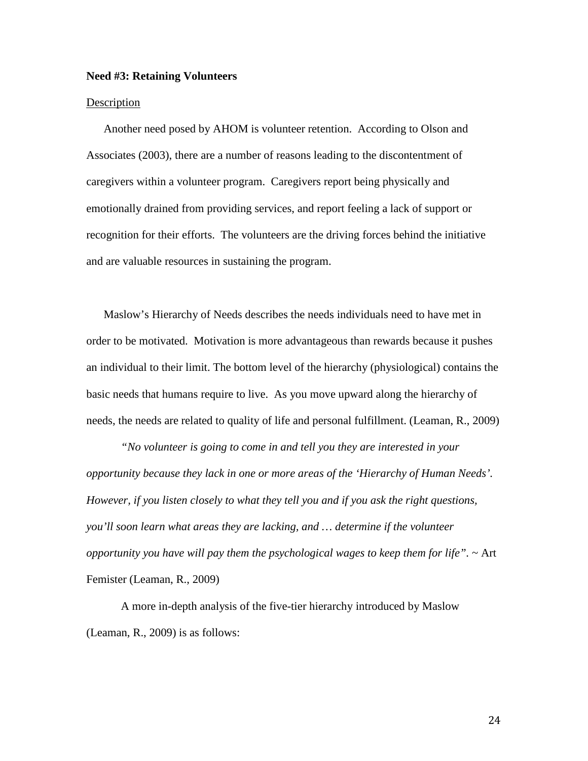**Need #3: Retaining Volunteers**

Description

Another need posed by AHOM is volunteer retention. According to Olson and Associates (2003), there are a number of reasons leading to the discontentment of caregivers within a volunteer program. Caregivers report being physically and emotionally drained from providing services, and report feeling a lack of support or recognition for their efforts. The volunteers are the driving forces behind the initiative and are valuable resources in sustaining the program.

Maslow's Hierarchy of Needs describes the needs individuals need to have met in order to be motivated. Motivation is more advantageous than rewards because it pushes an individual to their limit. The bottom level of the hierarchy (physiological) contains the basic needs that humans require to live. As you move upward along the hierarchy of needs, the needs are related to quality of life and personal fulfillment. (Leaman, R., 2009)

*"No volunteer is going to come in and tell you they are interested in your opportunity because they lack in one or more areas of the 'Hierarchy of Human Needs'. However, if you listen closely to what they tell you and if you ask the right questions, you'll soon learn what areas they are lacking, and … determine if the volunteer opportunity you have will pay them the psychological wages to keep them for life".* ~ Art Femister (Leaman, R., 2009)

A more in-depth analysis of the five-tier hierarchy introduced by Maslow (Leaman, R., 2009) is as follows: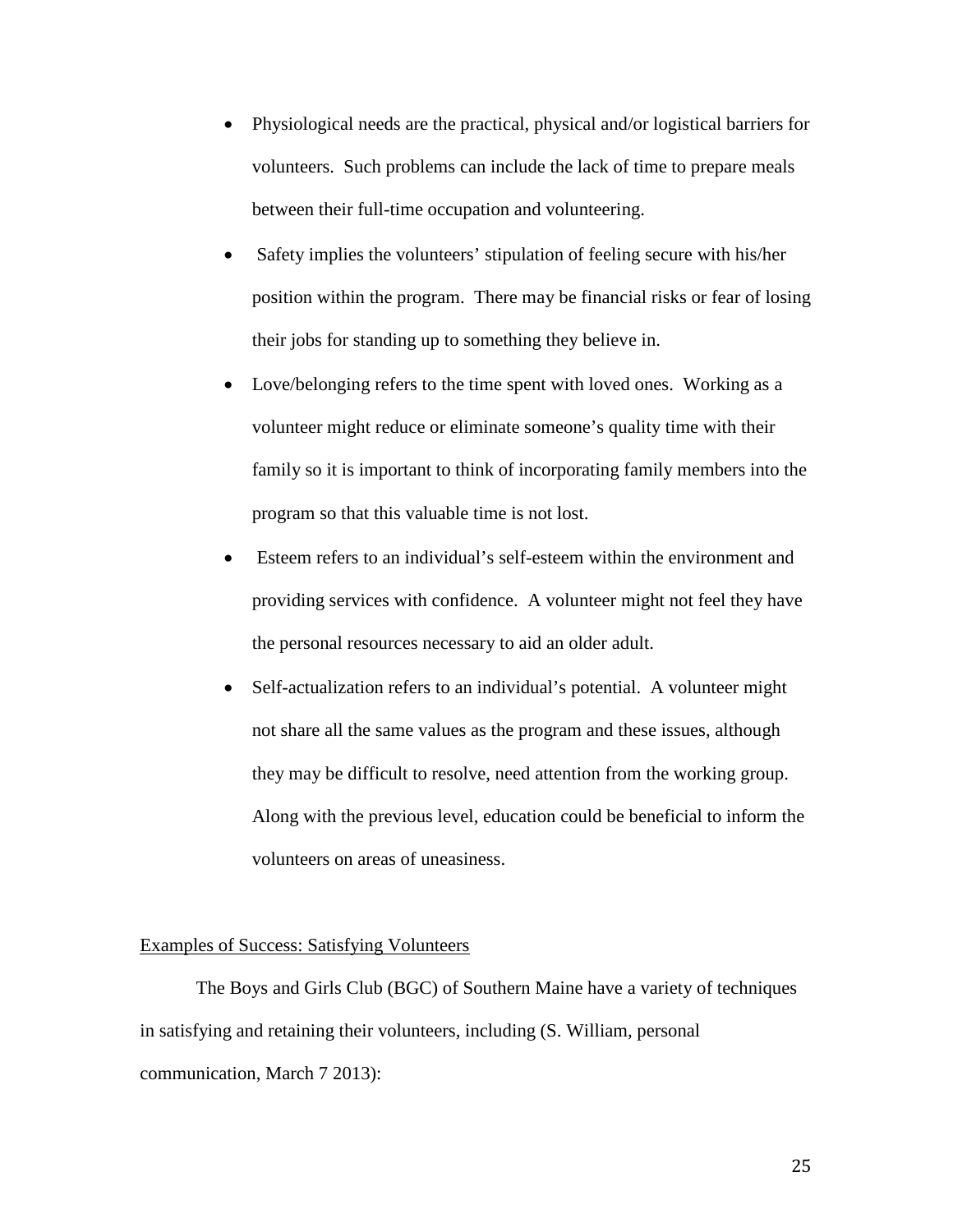- Physiological needs are the practical, physical and/or logistical barriers for volunteers. Such problems can include the lack of time to prepare meals between their full-time occupation and volunteering.
- Safety implies the volunteers' stipulation of feeling secure with his/her position within the program. There may be financial risks or fear of losing their jobs for standing up to something they believe in.
- Love/belonging refers to the time spent with loved ones. Working as a volunteer might reduce or eliminate someone's quality time with their family so it is important to think of incorporating family members into the program so that this valuable time is not lost.
- Esteem refers to an individual's self-esteem within the environment and providing services with confidence. A volunteer might not feel they have the personal resources necessary to aid an older adult.
- Self-actualization refers to an individual's potential. A volunteer might not share all the same values as the program and these issues, although they may be difficult to resolve, need attention from the working group. Along with the previous level, education could be beneficial to inform the volunteers on areas of uneasiness.

<u>Examples of Success: Satisfying Volunteers</u>

The Boys and Girls Club (BGC) of Southern Maine have a variety of techniques in satisfying and retaining their volunteers, including (S. William, personal communication, March 7 2013):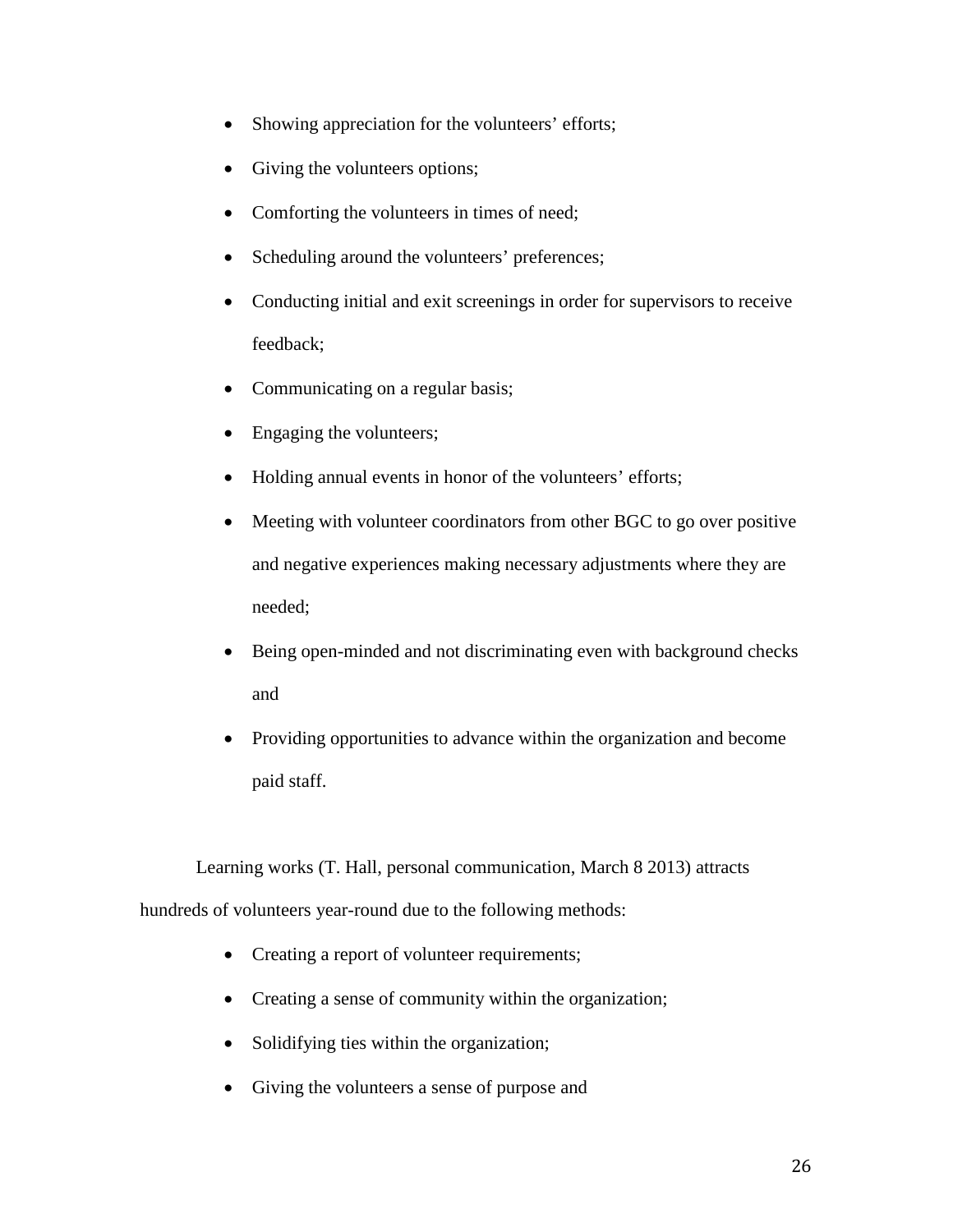- Showing appreciation for the volunteers' efforts;
- Giving the volunteers options;
- Comforting the volunteers in times of need;
- Scheduling around the volunteers' preferences;
- Conducting initial and exit screenings in order for supervisors to receive feedback;
- Communicating on a regular basis;
- Engaging the volunteers;
- Holding annual events in honor of the volunteers' efforts;
- Meeting with volunteer coordinators from other BGC to go over positive and negative experiences making necessary adjustments where they are needed;
- Being open-minded and not discriminating even with background checks and
- Providing opportunities to advance within the organization and become paid staff.

Learning works (T. Hall, personal communication, March 8 2013) attracts hundreds of volunteers year-round due to the following methods:

- Creating a report of volunteer requirements;
- Creating a sense of community within the organization;
- Solidifying ties within the organization;
- Giving the volunteers a sense of purpose and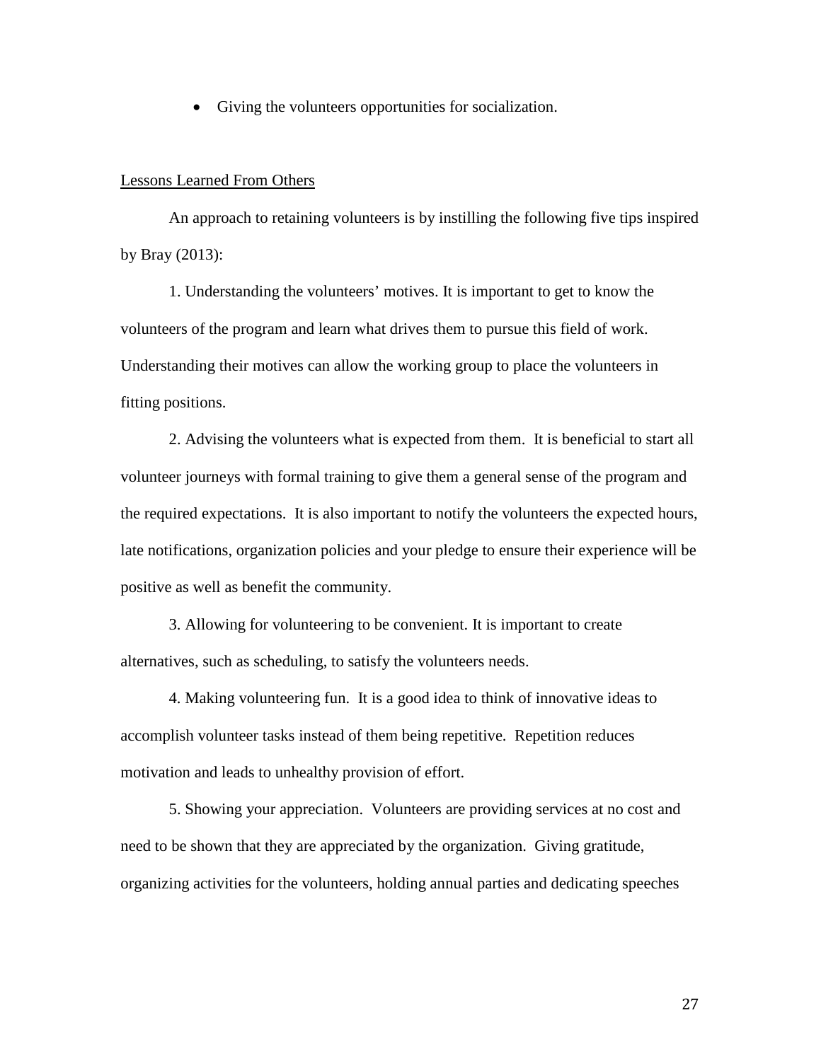- Giving the volunteers opportunities for socialization.

Lessons Learned From Others

An approach to retaining volunteers is by instilling the following five tips inspired by Bray (2013):

1. Understanding the volunteers' motives. It is important to get to know the volunteers of the program and learn what drives them to pursue this field of work. Understanding their motives can allow the working group to place the volunteers in fitting positions.

2. Advising the volunteers what is expected from them. It is beneficial to start all volunteer journeys with formal training to give them a general sense of the program and the required expectations. It is also important to notify the volunteers the expected hours, late notifications, organization policies and your pledge to ensure their experience will be positive as well as benefit the community.

3. Allowing for volunteering to be convenient. It is important to create alternatives, such as scheduling, to satisfy the volunteers needs.

4. Making volunteering fun. It is a good idea to think of innovative ideas to accomplish volunteer tasks instead of them being repetitive. Repetition reduces motivation and leads to unhealthy provision of effort.

5. Showing your appreciation. Volunteers are providing services at no cost and need to be shown that they are appreciated by the organization. Giving gratitude, organizing activities for the volunteers, holding annual parties and dedicating speeches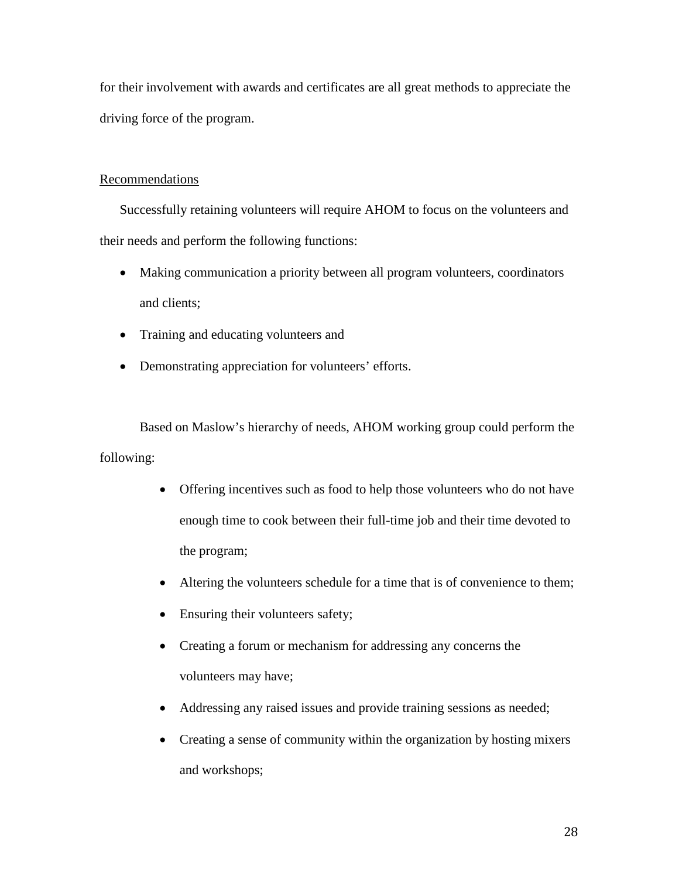for their involvement with awards and certificates are all great methods to appreciate the driving force of the program.

## Recommendations

Successfully retaining volunteers will require AHOM to focus on the volunteers and their needs and perform the following functions:

- Making communication a priority between all program volunteers, coordinators and clients;
- Training and educating volunteers and
- Demonstrating appreciation for volunteers' efforts.

Based on Maslow's hierarchy of needs, AHOM working group could perform the following:

- Offering incentives such as food to help those volunteers who do not have enough time to cook between their full-time job and their time devoted to the program;
- Altering the volunteers schedule for a time that is of convenience to them;
- Ensuring their volunteers safety;
- Creating a forum or mechanism for addressing any concerns the volunteers may have;
- Addressing any raised issues and provide training sessions as needed;
- Creating a sense of community within the organization by hosting mixers and workshops;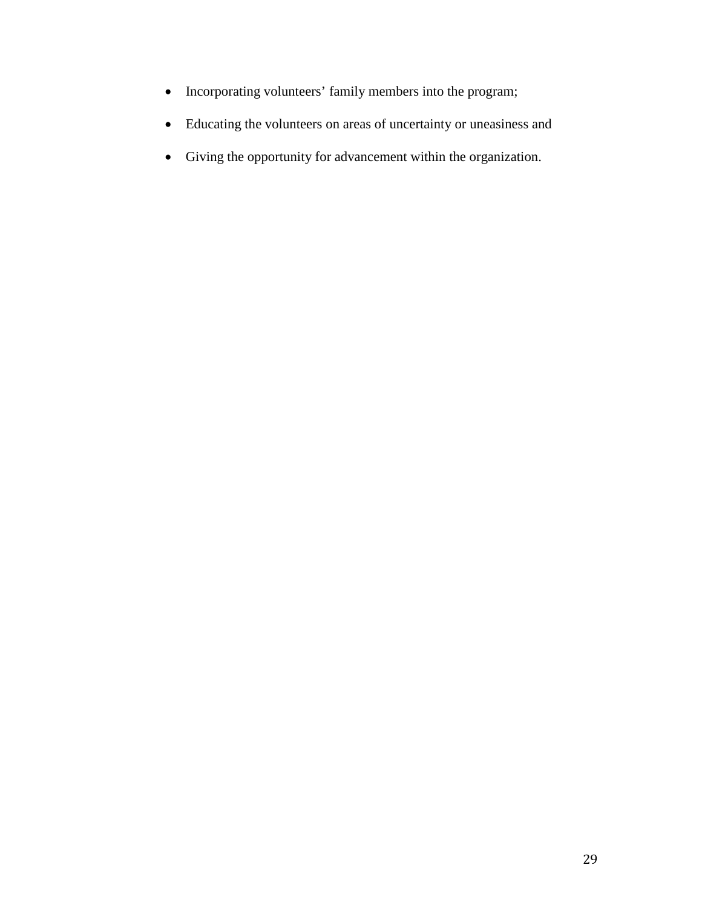- Incorporating volunteers' family members into the program;
- Educating the volunteers on areas of uncertainty or uneasiness and
- Giving the opportunity for advancement within the organization.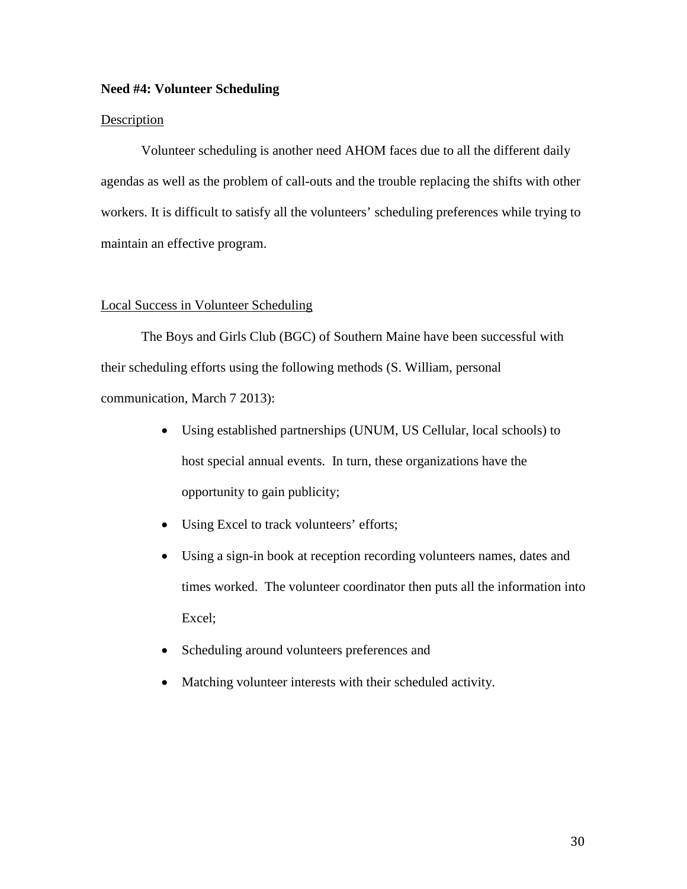**Need #4: Volunteer Scheduling**

Description

Volunteer scheduling is another need AHOM faces due to all the different daily agendas as well as the problem of call-outs and the trouble replacing the shifts with other workers. It is difficult to satisfy all the volunteers' scheduling preferences while trying to maintain an effective program.

Local Success in Volunteer Scheduling

The Boys and Girls Club (BGC) of Southern Maine have been successful with their scheduling efforts using the following methods (S. William, personal communication, March 7 2013):

- Using established partnerships (UNUM, US Cellular, local schools) to host special annual events. In turn, these organizations have the opportunity to gain publicity;
- Using Excel to track volunteers' efforts;
- Using a sign-in book at reception recording volunteers names, dates and times worked. The volunteer coordinator then puts all the information into Excel;
- Scheduling around volunteers preferences and
- Matching volunteer interests with their scheduled activity.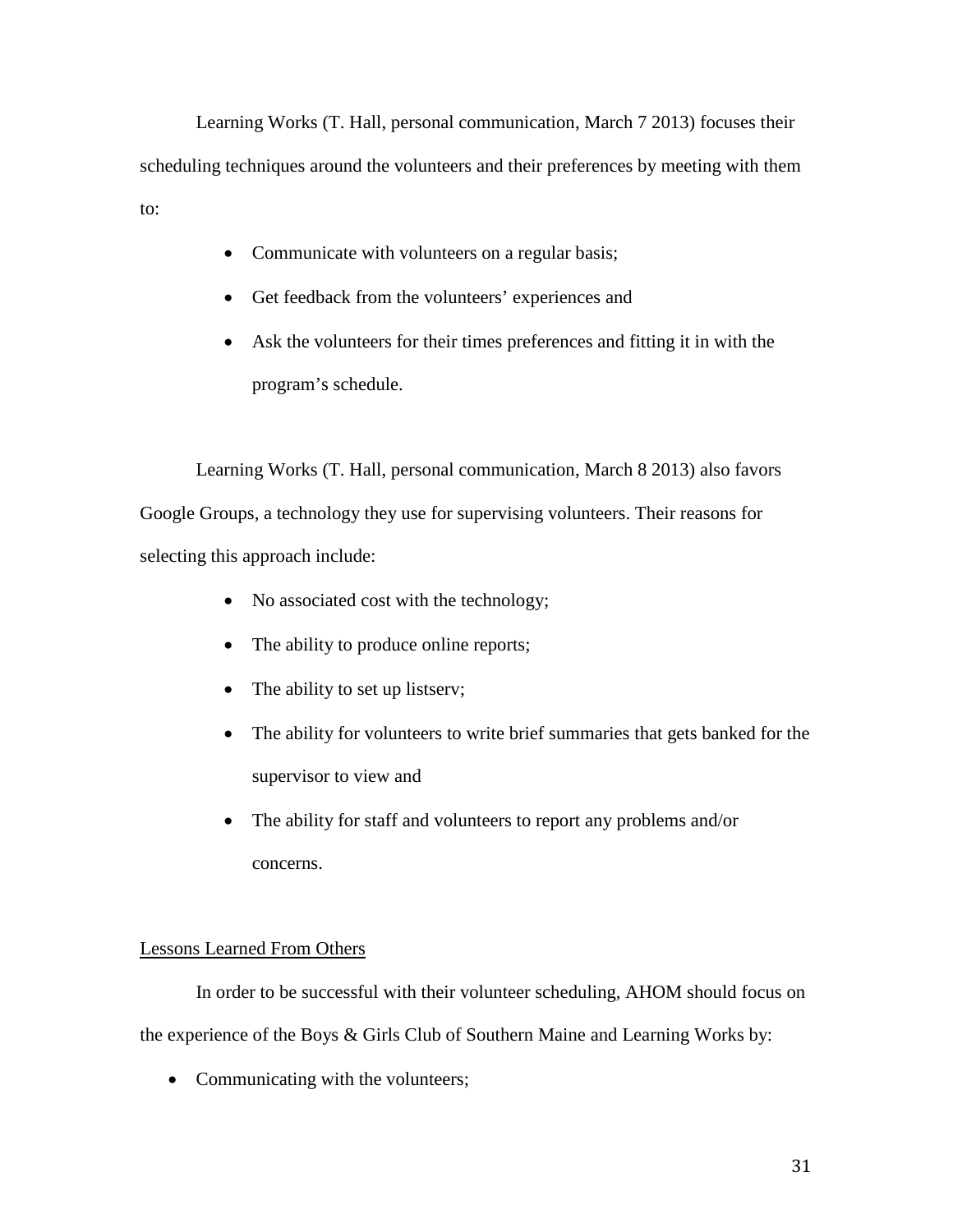Learning Works (T. Hall, personal communication, March 7 2013) focuses their scheduling techniques around the volunteers and their preferences by meeting with them to:

- Communicate with volunteers on a regular basis;
- Get feedback from the volunteers' experiences and
- Ask the volunteers for their times preferences and fitting it in with the program's schedule.

Learning Works (T. Hall, personal communication, March 8 2013) also favors Google Groups, a technology they use for supervising volunteers. Their reasons for selecting this approach include:

- No associated cost with the technology;
- The ability to produce online reports;
- The ability to set up listserv;
- The ability for volunteers to write brief summaries that gets banked for the supervisor to view and
- The ability for staff and volunteers to report any problems and/or concerns.

<u>Lessons Learned From Others</u>

In order to be successful with their volunteer scheduling, AHOM should focus on the experience of the Boys & Girls Club of Southern Maine and Learning Works by:

- Communicating with the volunteers;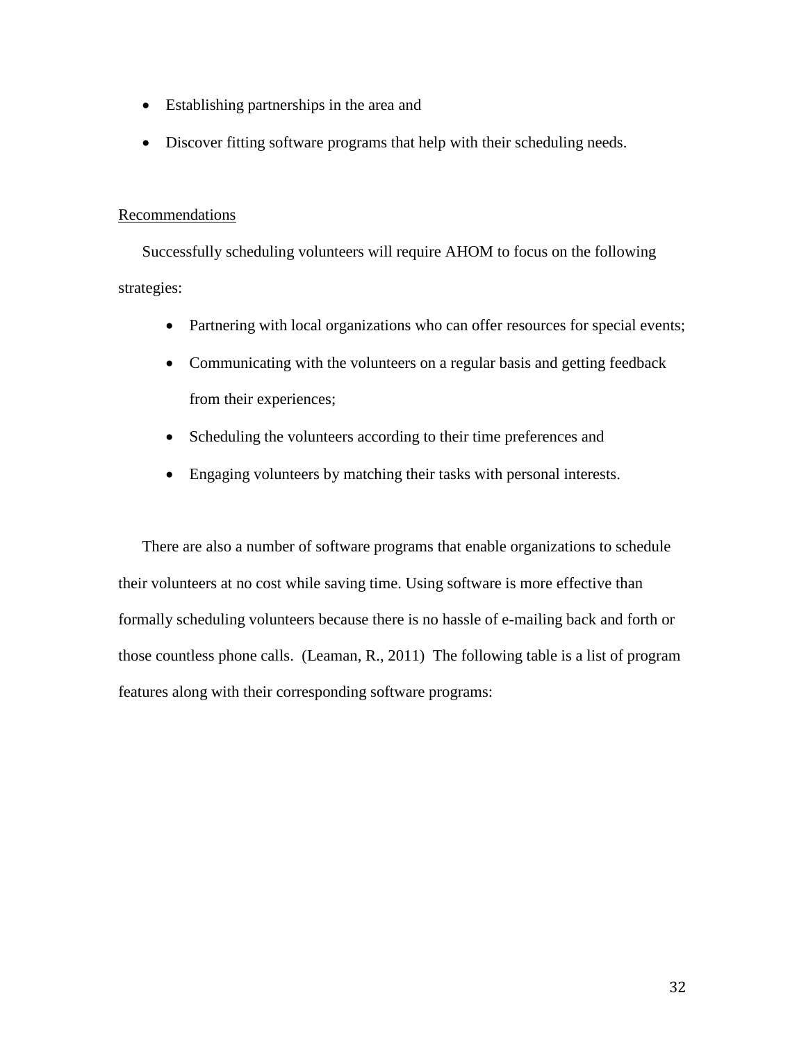- Establishing partnerships in the area and
- Discover fitting software programs that help with their scheduling needs.

Recommendations

Successfully scheduling volunteers will require AHOM to focus on the following strategies:

- Partnering with local organizations who can offer resources for special events;
- Communicating with the volunteers on a regular basis and getting feedback from their experiences;
- Scheduling the volunteers according to their time preferences and
- Engaging volunteers by matching their tasks with personal interests.

There are also a number of software programs that enable organizations to schedule their volunteers at no cost while saving time. Using software is more effective than formally scheduling volunteers because there is no hassle of e-mailing back and forth or those countless phone calls. (Leaman, R., 2011) The following table is a list of program features along with their corresponding software programs: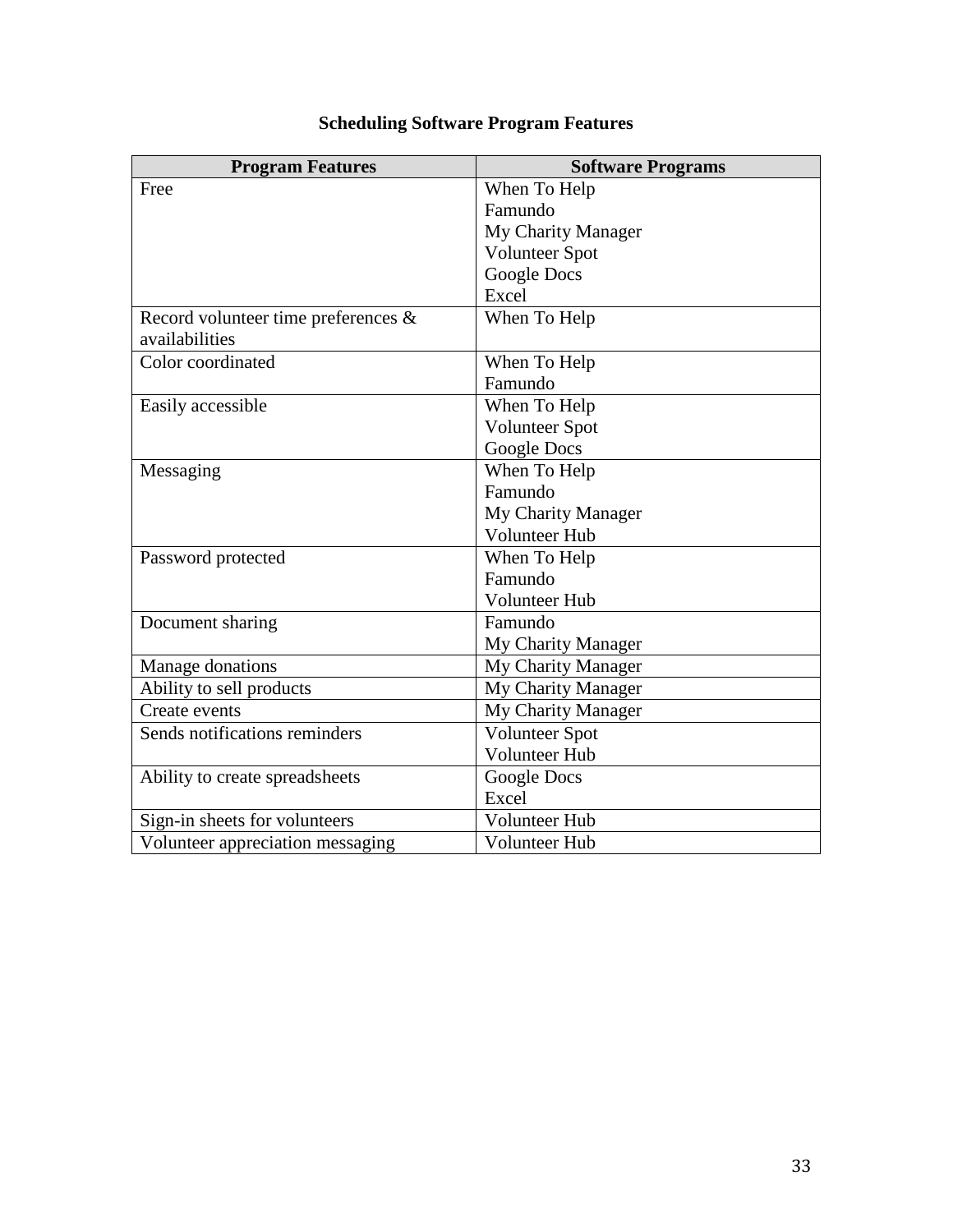**Scheduling Software Program Features**

| Program Features | Software Programs |
|---|---|
| Free | When To Help<br>Famundo<br>My Charity Manager<br>Volunteer Spot<br>Google Docs<br>Excel |
| Record volunteer time preferences & availabilities | When To Help |
| Color coordinated | When To Help<br>Famundo |
| Easily accessible | When To Help<br>Volunteer Spot<br>Google Docs |
| Messaging | When To Help<br>Famundo<br>My Charity Manager<br>Volunteer Hub |
| Password protected | When To Help<br>Famundo<br>Volunteer Hub |
| Document sharing | Famundo<br>My Charity Manager |
| Manage donations | My Charity Manager |
| Ability to sell products | My Charity Manager |
| Create events | My Charity Manager |
| Sends notifications reminders | Volunteer Spot<br>Volunteer Hub |
| Ability to create spreadsheets | Google Docs<br>Excel |
| Sign-in sheets for volunteers | Volunteer Hub |
| Volunteer appreciation messaging | Volunteer Hub |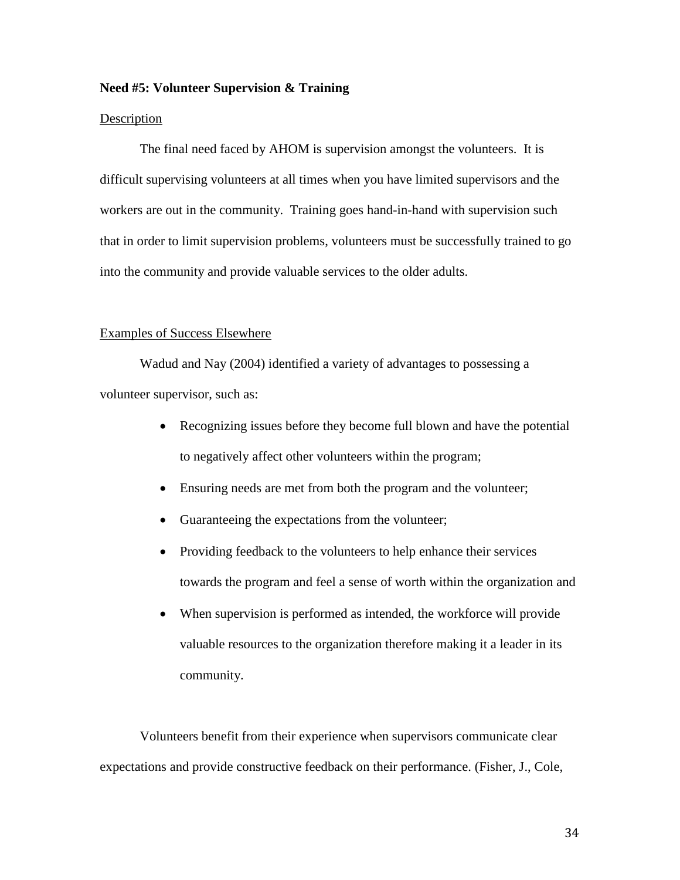**Need #5: Volunteer Supervision & Training**

Description

The final need faced by AHOM is supervision amongst the volunteers. It is difficult supervising volunteers at all times when you have limited supervisors and the workers are out in the community. Training goes hand-in-hand with supervision such that in order to limit supervision problems, volunteers must be successfully trained to go into the community and provide valuable services to the older adults.

Examples of Success Elsewhere

Wadud and Nay (2004) identified a variety of advantages to possessing a volunteer supervisor, such as:

- Recognizing issues before they become full blown and have the potential to negatively affect other volunteers within the program;
- Ensuring needs are met from both the program and the volunteer;
- Guaranteeing the expectations from the volunteer;
- Providing feedback to the volunteers to help enhance their services towards the program and feel a sense of worth within the organization and
- When supervision is performed as intended, the workforce will provide valuable resources to the organization therefore making it a leader in its community.

Volunteers benefit from their experience when supervisors communicate clear expectations and provide constructive feedback on their performance. (Fisher, J., Cole,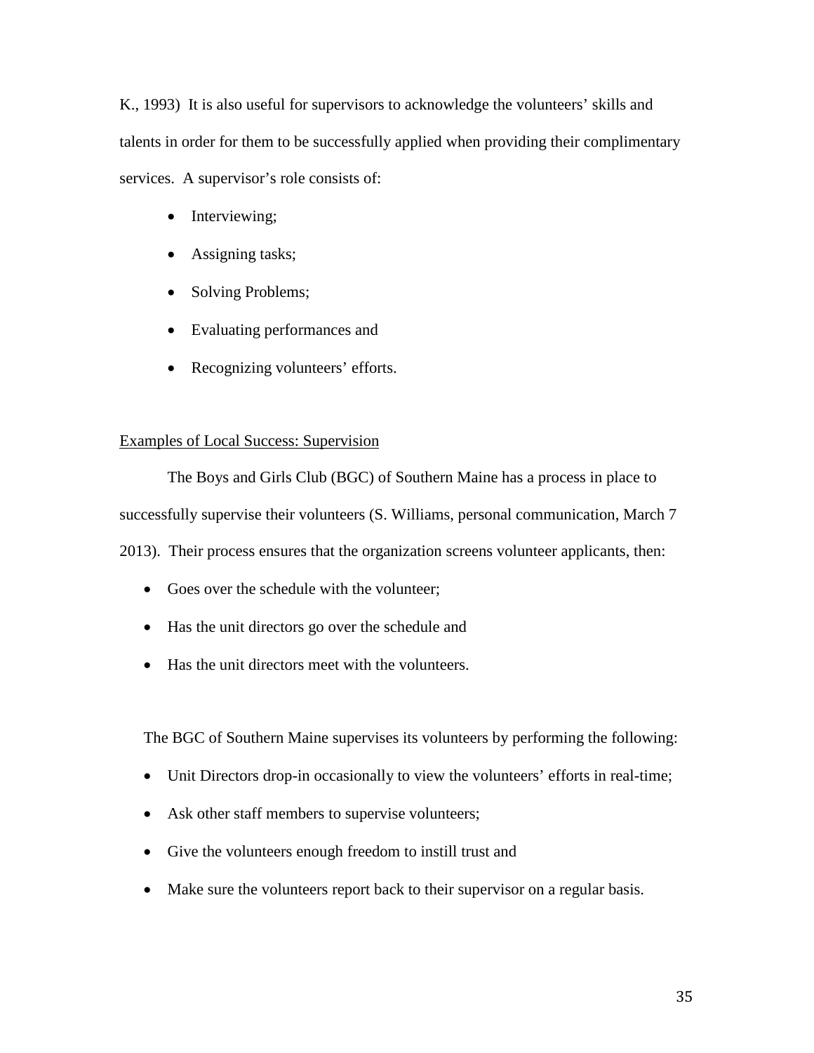K., 1993) It is also useful for supervisors to acknowledge the volunteers' skills and talents in order for them to be successfully applied when providing their complimentary services. A supervisor's role consists of:

- Interviewing;
- Assigning tasks;
- Solving Problems;
- Evaluating performances and
- Recognizing volunteers' efforts.

<u>Examples of Local Success: Supervision</u>

The Boys and Girls Club (BGC) of Southern Maine has a process in place to successfully supervise their volunteers (S. Williams, personal communication, March 7 2013). Their process ensures that the organization screens volunteer applicants, then:

- Goes over the schedule with the volunteer;
- Has the unit directors go over the schedule and
- Has the unit directors meet with the volunteers.

The BGC of Southern Maine supervises its volunteers by performing the following:

- Unit Directors drop-in occasionally to view the volunteers' efforts in real-time;
- Ask other staff members to supervise volunteers;
- Give the volunteers enough freedom to instill trust and
- Make sure the volunteers report back to their supervisor on a regular basis.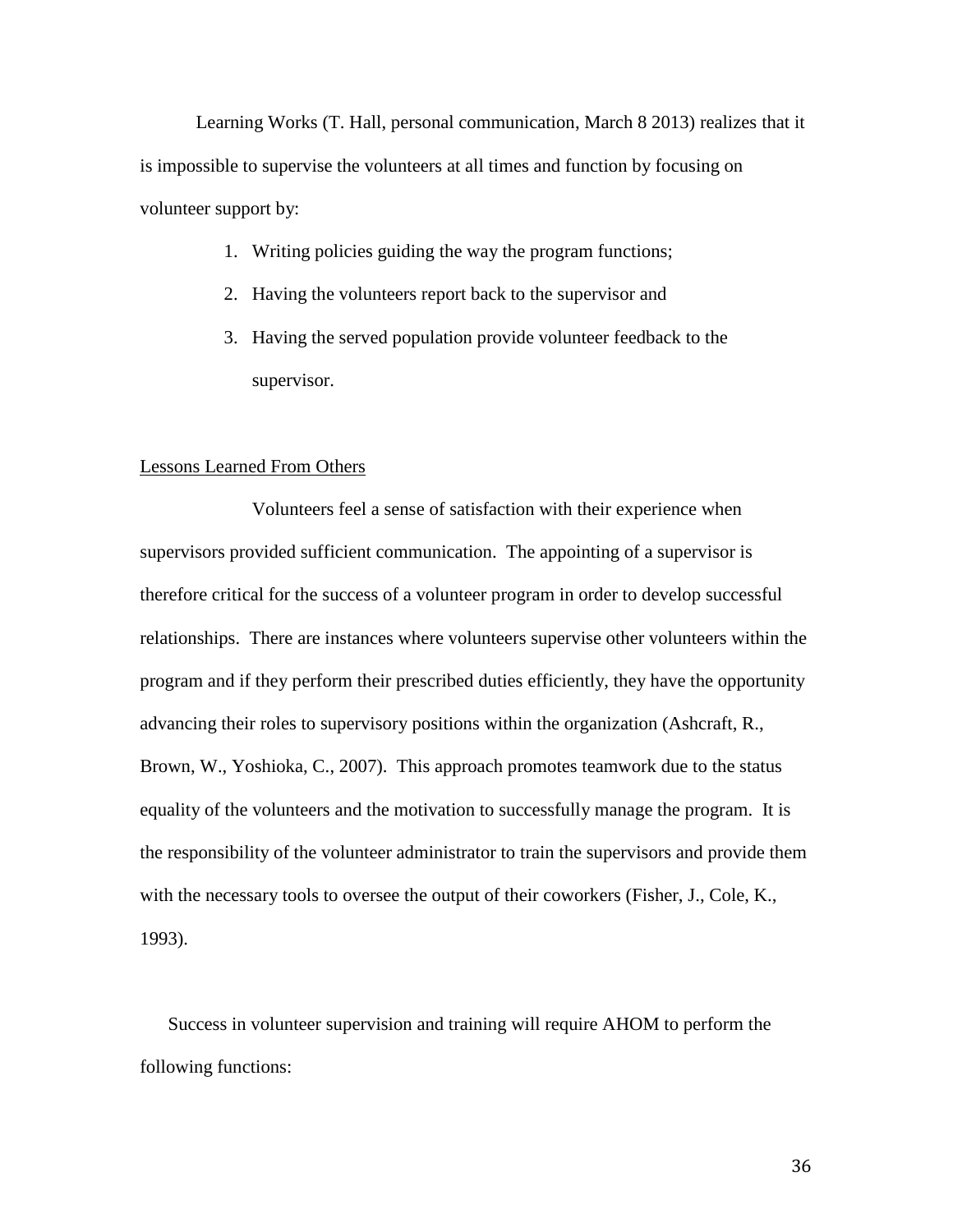Learning Works (T. Hall, personal communication, March 8 2013) realizes that it is impossible to supervise the volunteers at all times and function by focusing on volunteer support by:

1. Writing policies guiding the way the program functions;
2. Having the volunteers report back to the supervisor and
3. Having the served population provide volunteer feedback to the supervisor.

<u>Lessons Learned From Others</u>

Volunteers feel a sense of satisfaction with their experience when supervisors provided sufficient communication. The appointing of a supervisor is therefore critical for the success of a volunteer program in order to develop successful relationships. There are instances where volunteers supervise other volunteers within the program and if they perform their prescribed duties efficiently, they have the opportunity advancing their roles to supervisory positions within the organization (Ashcraft, R., Brown, W., Yoshioka, C., 2007). This approach promotes teamwork due to the status equality of the volunteers and the motivation to successfully manage the program. It is the responsibility of the volunteer administrator to train the supervisors and provide them with the necessary tools to oversee the output of their coworkers (Fisher, J., Cole, K., 1993).

Success in volunteer supervision and training will require AHOM to perform the following functions: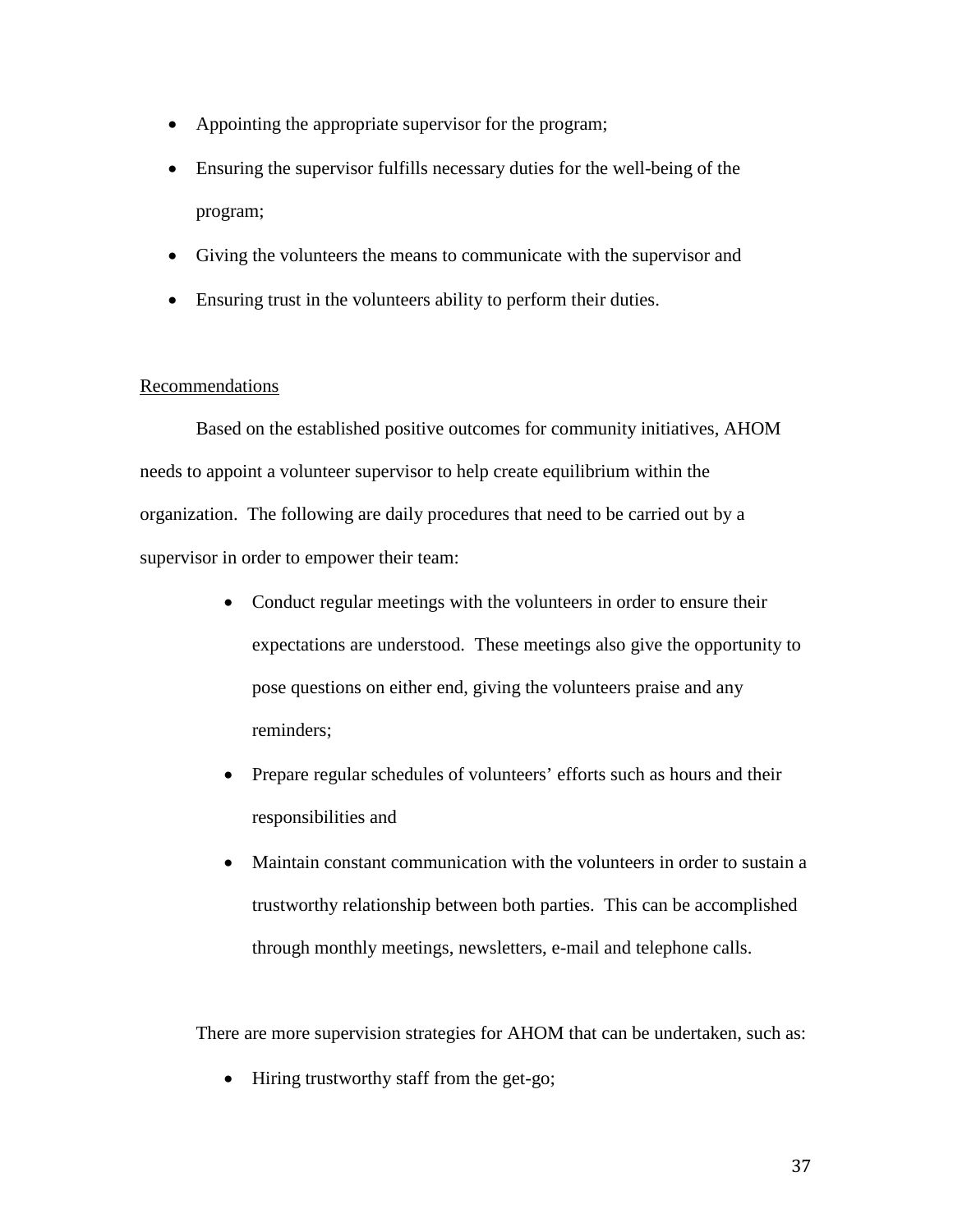- Appointing the appropriate supervisor for the program;
- Ensuring the supervisor fulfills necessary duties for the well-being of the program;
- Giving the volunteers the means to communicate with the supervisor and
- Ensuring trust in the volunteers ability to perform their duties.

<u>Recommendations</u>

Based on the established positive outcomes for community initiatives, AHOM needs to appoint a volunteer supervisor to help create equilibrium within the organization. The following are daily procedures that need to be carried out by a supervisor in order to empower their team:

- Conduct regular meetings with the volunteers in order to ensure their expectations are understood. These meetings also give the opportunity to pose questions on either end, giving the volunteers praise and any reminders;
- Prepare regular schedules of volunteers' efforts such as hours and their responsibilities and
- Maintain constant communication with the volunteers in order to sustain a trustworthy relationship between both parties. This can be accomplished through monthly meetings, newsletters, e-mail and telephone calls.

There are more supervision strategies for AHOM that can be undertaken, such as:

- Hiring trustworthy staff from the get-go;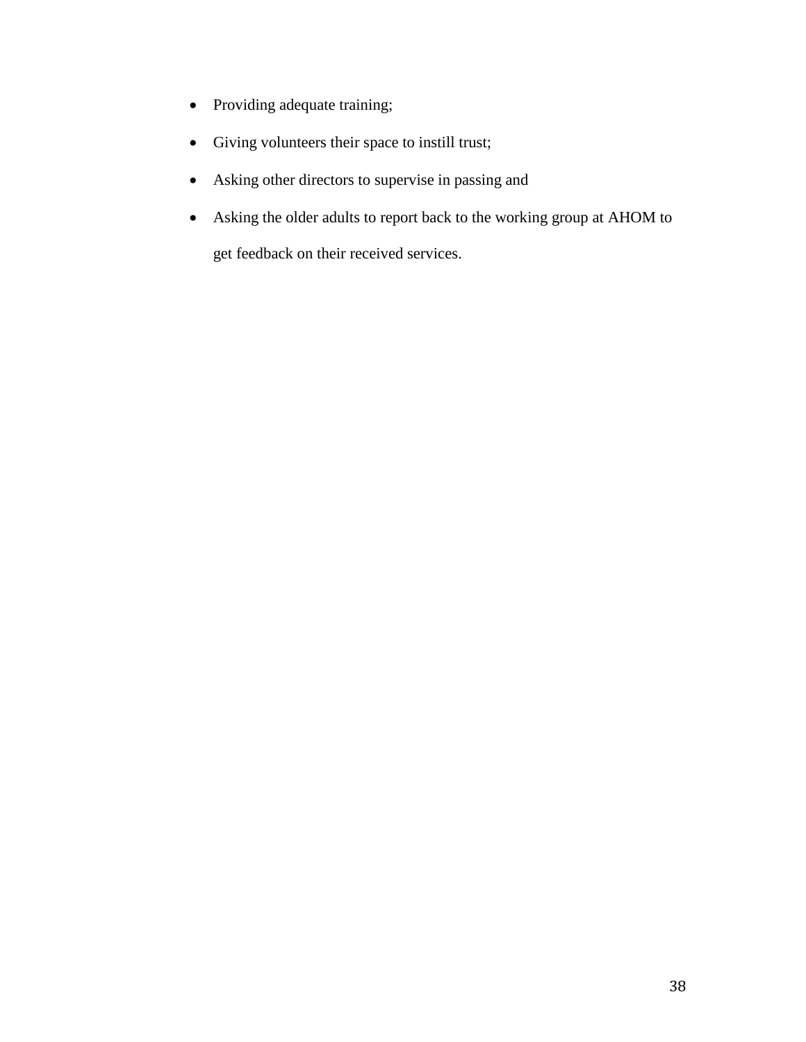- Providing adequate training;
- Giving volunteers their space to instill trust;
- Asking other directors to supervise in passing and
- Asking the older adults to report back to the working group at AHOM to get feedback on their received services.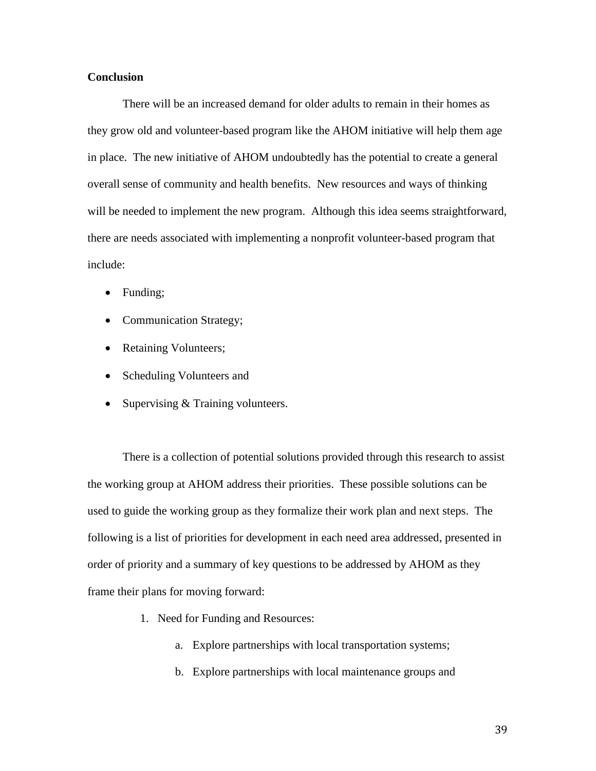**Conclusion**

There will be an increased demand for older adults to remain in their homes as they grow old and volunteer-based program like the AHOM initiative will help them age in place. The new initiative of AHOM undoubtedly has the potential to create a general overall sense of community and health benefits. New resources and ways of thinking will be needed to implement the new program. Although this idea seems straightforward, there are needs associated with implementing a nonprofit volunteer-based program that include:

- Funding;
- Communication Strategy;
- Retaining Volunteers;
- Scheduling Volunteers and
- Supervising & Training volunteers.

There is a collection of potential solutions provided through this research to assist the working group at AHOM address their priorities. These possible solutions can be used to guide the working group as they formalize their work plan and next steps. The following is a list of priorities for development in each need area addressed, presented in order of priority and a summary of key questions to be addressed by AHOM as they frame their plans for moving forward:

1. Need for Funding and Resources:
    a. Explore partnerships with local transportation systems;
    b. Explore partnerships with local maintenance groups and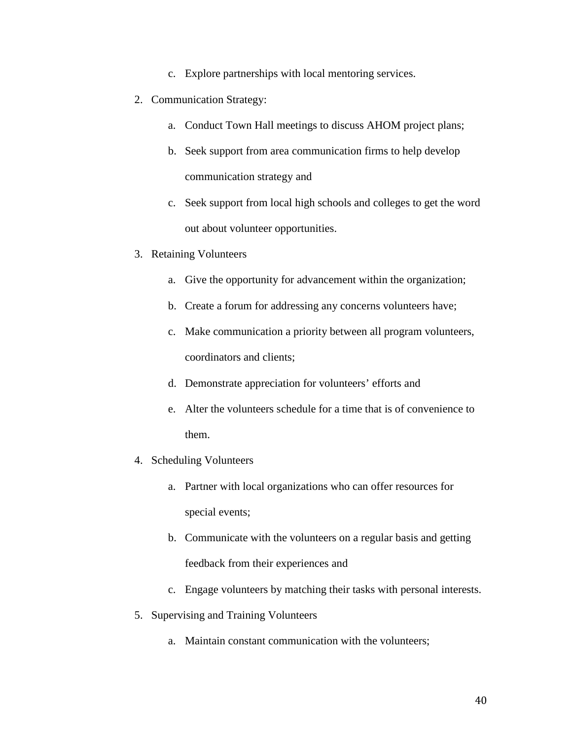c. Explore partnerships with local mentoring services.

2. Communication Strategy:
   a. Conduct Town Hall meetings to discuss AHOM project plans;
   b. Seek support from area communication firms to help develop communication strategy and
   c. Seek support from local high schools and colleges to get the word out about volunteer opportunities.
3. Retaining Volunteers
   a. Give the opportunity for advancement within the organization;
   b. Create a forum for addressing any concerns volunteers have;
   c. Make communication a priority between all program volunteers, coordinators and clients;
   d. Demonstrate appreciation for volunteers' efforts and
   e. Alter the volunteers schedule for a time that is of convenience to them.
4. Scheduling Volunteers
   a. Partner with local organizations who can offer resources for special events;
   b. Communicate with the volunteers on a regular basis and getting feedback from their experiences and
   c. Engage volunteers by matching their tasks with personal interests.
5. Supervising and Training Volunteers
   a. Maintain constant communication with the volunteers;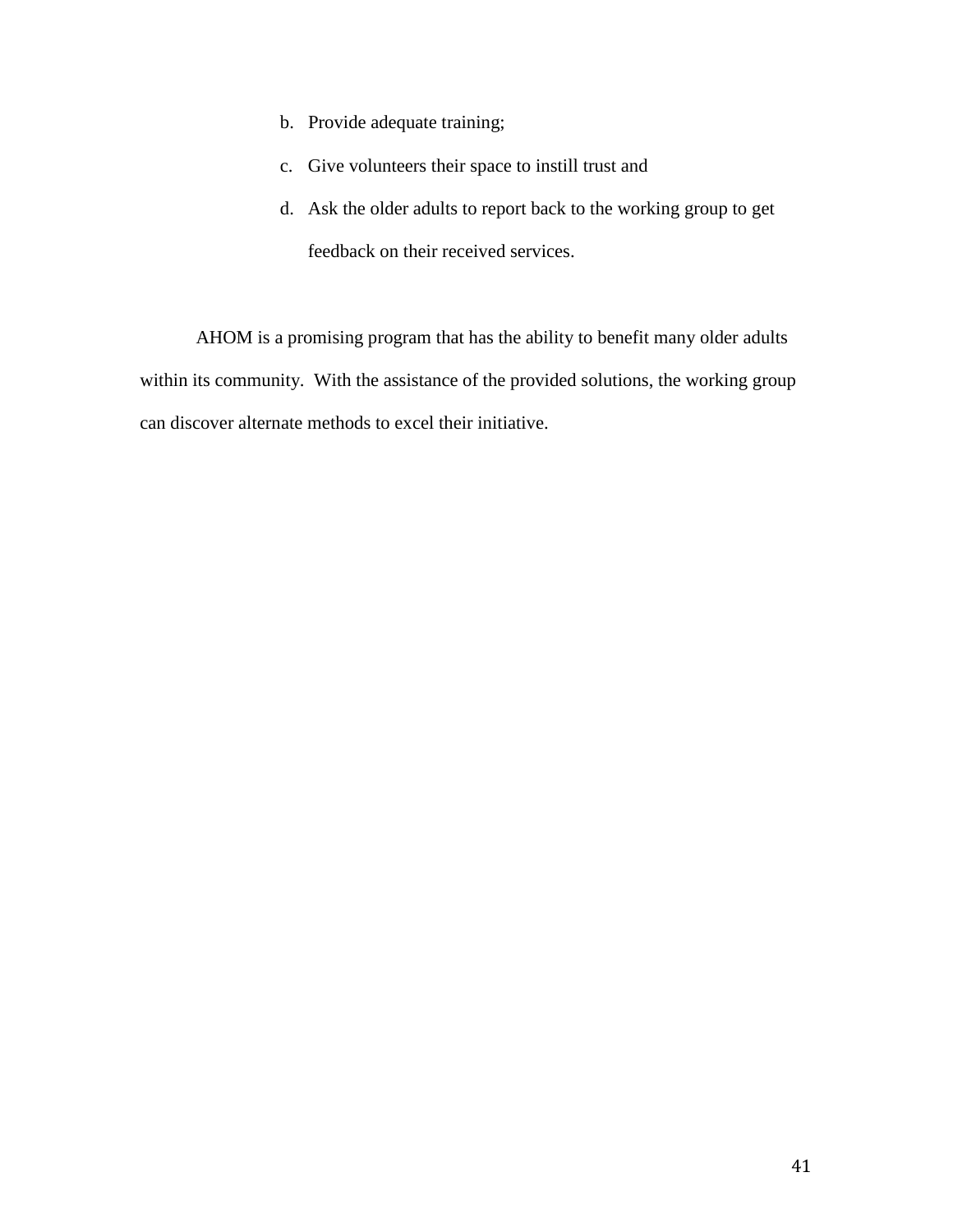b. Provide adequate training;
c. Give volunteers their space to instill trust and
d. Ask the older adults to report back to the working group to get feedback on their received services.

AHOM is a promising program that has the ability to benefit many older adults within its community. With the assistance of the provided solutions, the working group can discover alternate methods to excel their initiative.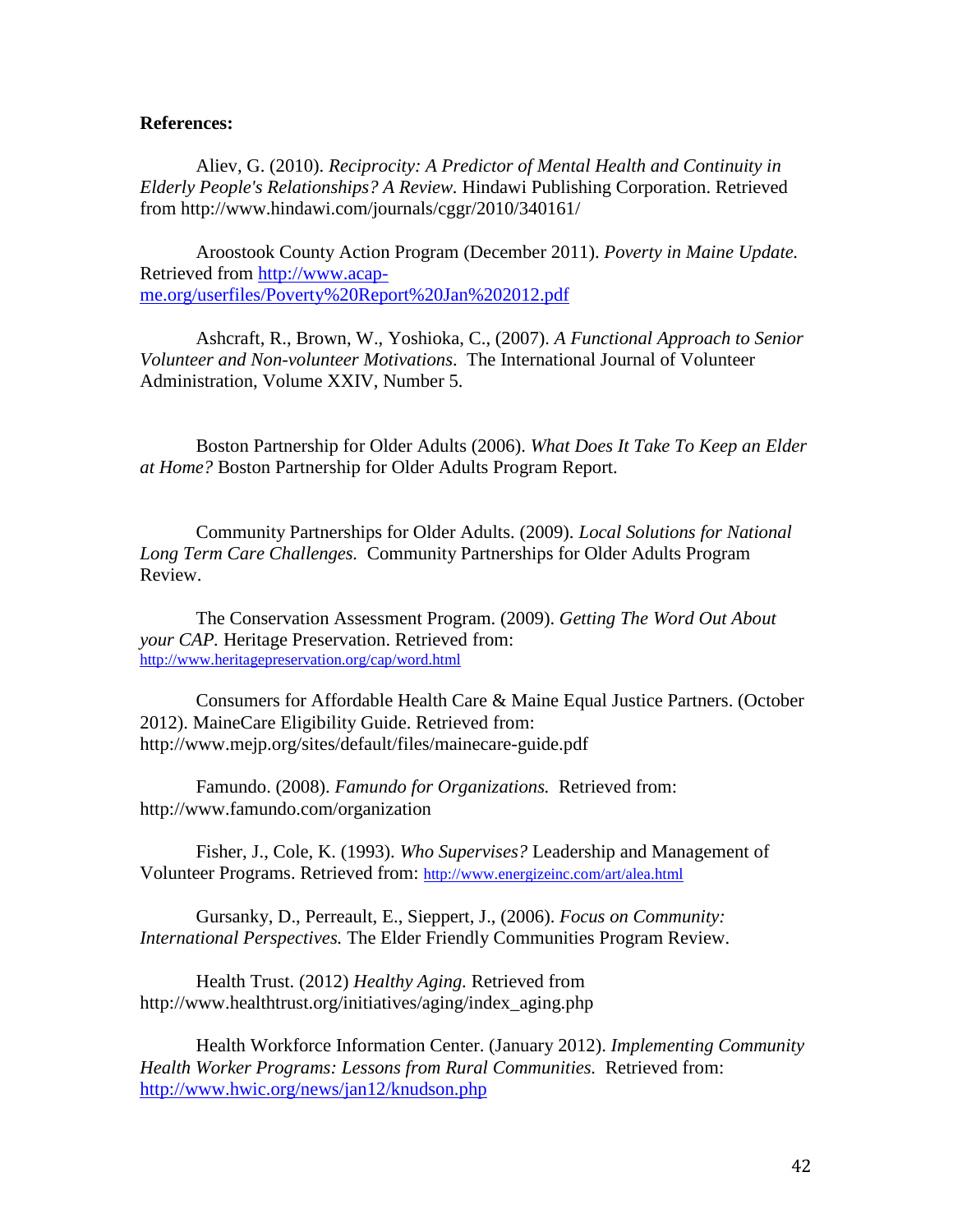**References:**

Aliev, G. (2010). *Reciprocity: A Predictor of Mental Health and Continuity in Elderly People's Relationships? A Review.* Hindawi Publishing Corporation. Retrieved from http://www.hindawi.com/journals/cggr/2010/340161/

Aroostook County Action Program (December 2011). *Poverty in Maine Update.* Retrieved from http://www.acap-me.org/userfiles/Poverty%20Report%20Jan%202012.pdf

Ashcraft, R., Brown, W., Yoshioka, C., (2007). *A Functional Approach to Senior Volunteer and Non-volunteer Motivations*. The International Journal of Volunteer Administration, Volume XXIV, Number 5.

Boston Partnership for Older Adults (2006). *What Does It Take To Keep an Elder at Home?* Boston Partnership for Older Adults Program Report.

Community Partnerships for Older Adults. (2009). *Local Solutions for National Long Term Care Challenges.* Community Partnerships for Older Adults Program Review.

The Conservation Assessment Program. (2009). *Getting The Word Out About your CAP.* Heritage Preservation. Retrieved from: http://www.heritagepreservation.org/cap/word.html

Consumers for Affordable Health Care & Maine Equal Justice Partners. (October 2012). MaineCare Eligibility Guide. Retrieved from: http://www.mejp.org/sites/default/files/mainecare-guide.pdf

Famundo. (2008). *Famundo for Organizations.* Retrieved from: http://www.famundo.com/organization

Fisher, J., Cole, K. (1993). *Who Supervises?* Leadership and Management of Volunteer Programs. Retrieved from: http://www.energizeinc.com/art/alea.html

Gursanky, D., Perreault, E., Sieppert, J., (2006). *Focus on Community: International Perspectives.* The Elder Friendly Communities Program Review.

Health Trust. (2012) *Healthy Aging.* Retrieved from http://www.healthtrust.org/initiatives/aging/index_aging.php

Health Workforce Information Center. (January 2012). *Implementing Community Health Worker Programs: Lessons from Rural Communities.* Retrieved from: http://www.hwic.org/news/jan12/knudson.php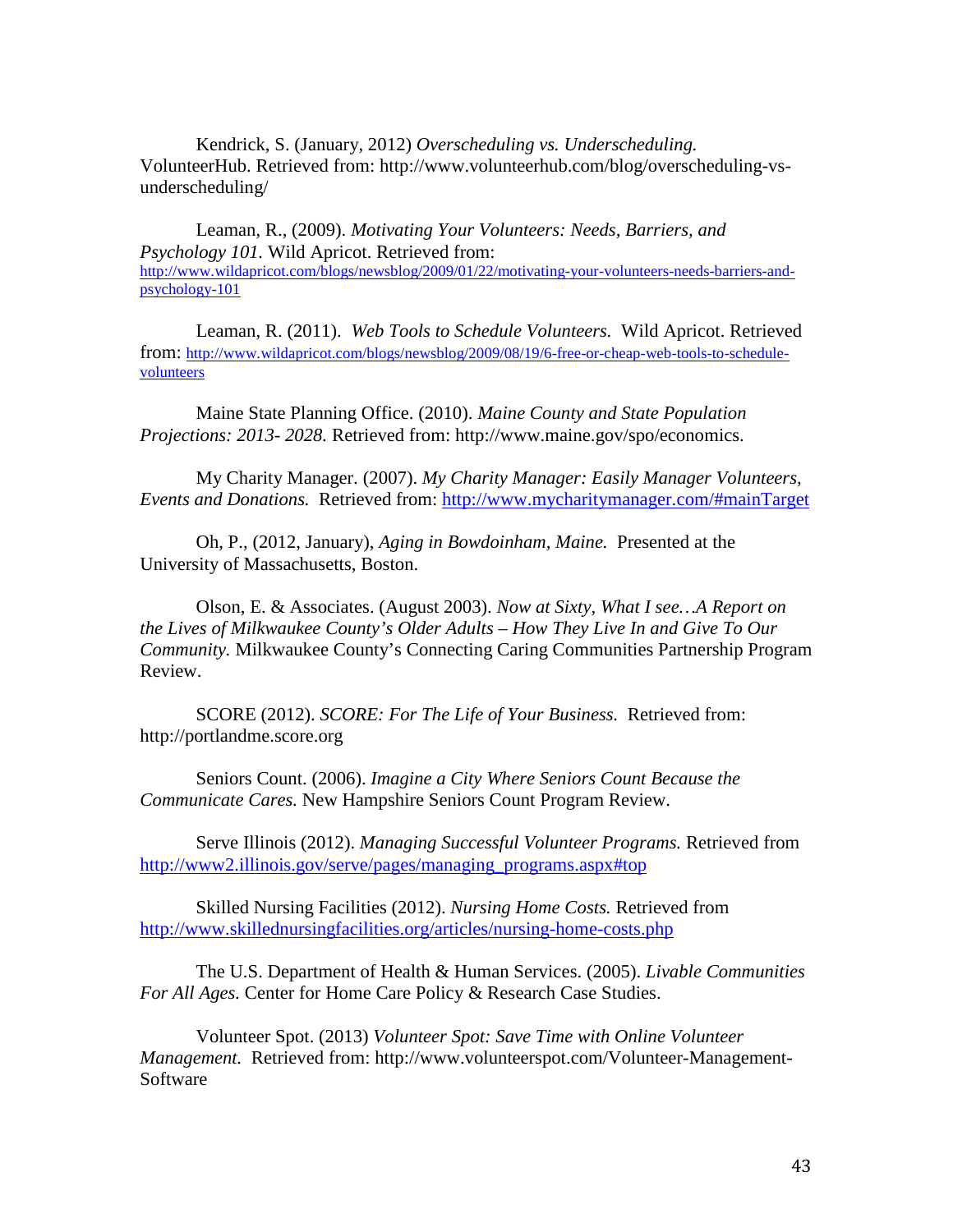Kendrick, S. (January, 2012) *Overscheduling vs. Underscheduling.* VolunteerHub. Retrieved from: http://www.volunteerhub.com/blog/overscheduling-vs-underscheduling/

Leaman, R., (2009). *Motivating Your Volunteers: Needs, Barriers, and Psychology 101.* Wild Apricot. Retrieved from: http://www.wildapricot.com/blogs/newsblog/2009/01/22/motivating-your-volunteers-needs-barriers-and-psychology-101

Leaman, R. (2011). *Web Tools to Schedule Volunteers.* Wild Apricot. Retrieved from: http://www.wildapricot.com/blogs/newsblog/2009/08/19/6-free-or-cheap-web-tools-to-schedule-volunteers

Maine State Planning Office. (2010). *Maine County and State Population Projections: 2013- 2028.* Retrieved from: http://www.maine.gov/spo/economics.

My Charity Manager. (2007). *My Charity Manager: Easily Manager Volunteers, Events and Donations.* Retrieved from: http://www.mycharitymanager.com/#mainTarget

Oh, P., (2012, January), *Aging in Bowdoinham, Maine.* Presented at the University of Massachusetts, Boston.

Olson, E. & Associates. (August 2003). *Now at Sixty, What I see…A Report on the Lives of Milkwaukee County's Older Adults – How They Live In and Give To Our Community.* Milkwaukee County's Connecting Caring Communities Partnership Program Review.

SCORE (2012). *SCORE: For The Life of Your Business.* Retrieved from: http://portlandme.score.org

Seniors Count. (2006). *Imagine a City Where Seniors Count Because the Communicate Cares.* New Hampshire Seniors Count Program Review.

Serve Illinois (2012). *Managing Successful Volunteer Programs.* Retrieved from http://www2.illinois.gov/serve/pages/managing_programs.aspx#top

Skilled Nursing Facilities (2012). *Nursing Home Costs.* Retrieved from http://www.skillednursingfacilities.org/articles/nursing-home-costs.php

The U.S. Department of Health & Human Services. (2005). *Livable Communities For All Ages.* Center for Home Care Policy & Research Case Studies.

Volunteer Spot. (2013) *Volunteer Spot: Save Time with Online Volunteer Management.* Retrieved from: http://www.volunteerspot.com/Volunteer-Management-Software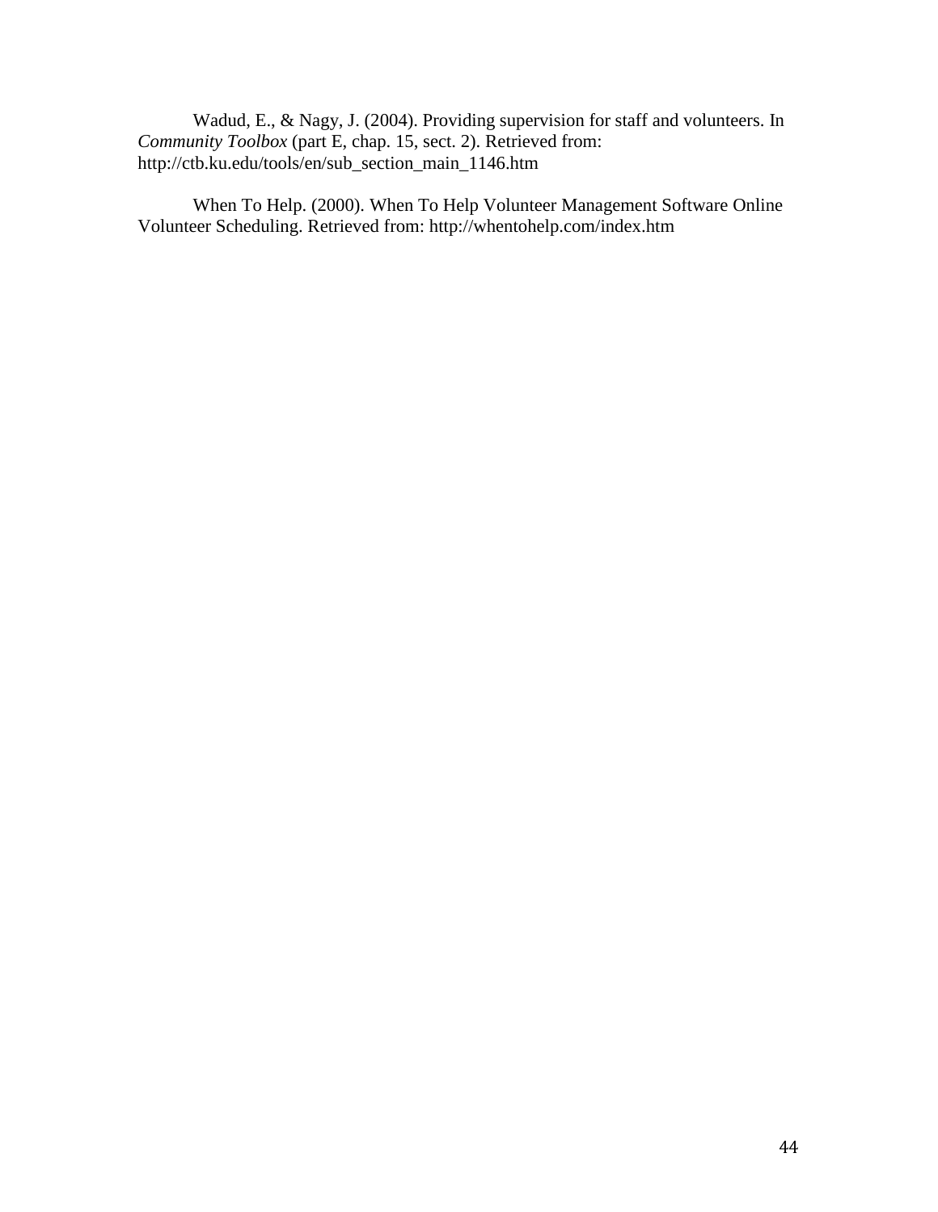Wadud, E., & Nagy, J. (2004). Providing supervision for staff and volunteers. In *Community Toolbox* (part E, chap. 15, sect. 2). Retrieved from: http://ctb.ku.edu/tools/en/sub_section_main_1146.htm

When To Help. (2000). When To Help Volunteer Management Software Online Volunteer Scheduling. Retrieved from: http://whentohelp.com/index.htm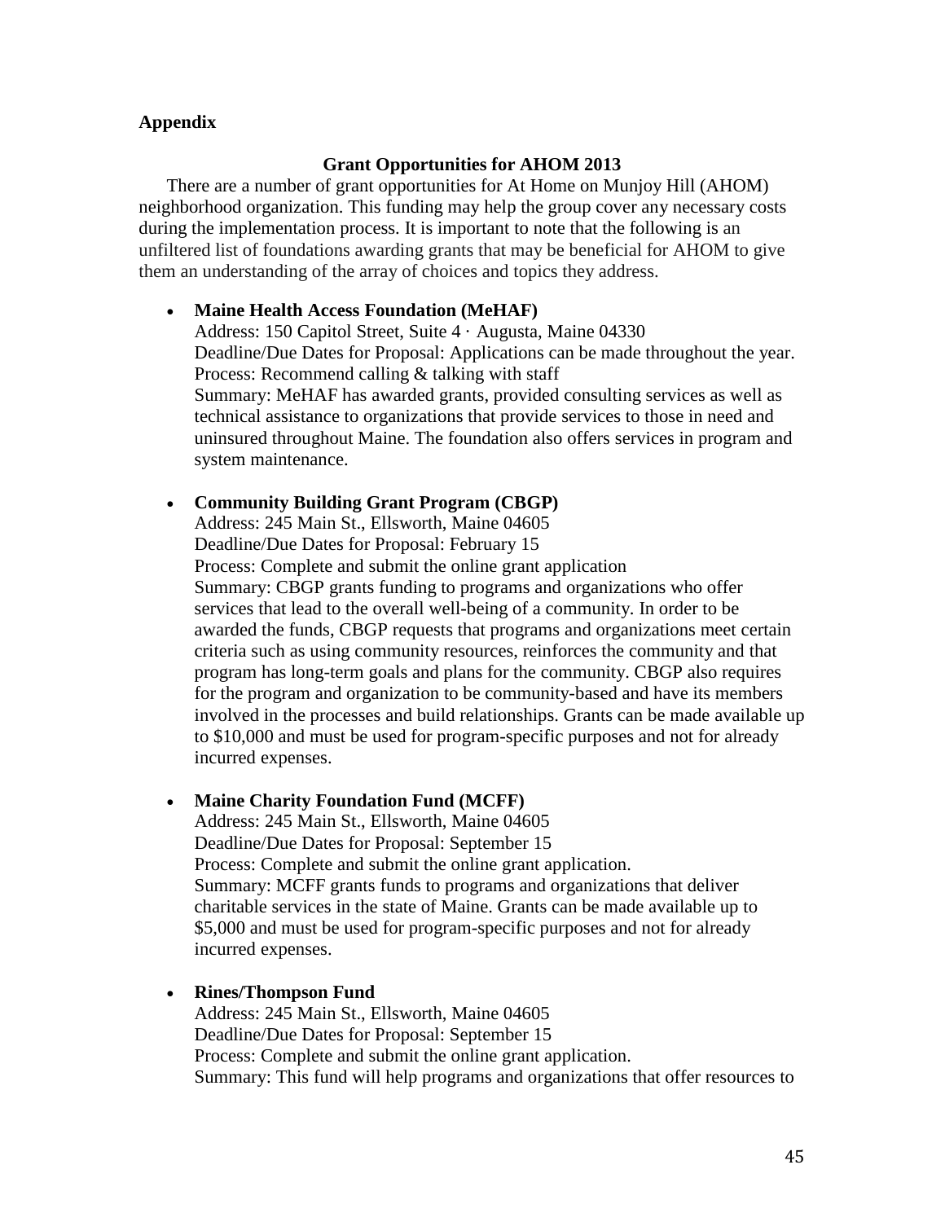## Appendix

### Grant Opportunities for AHOM 2013

There are a number of grant opportunities for At Home on Munjoy Hill (AHOM) neighborhood organization. This funding may help the group cover any necessary costs during the implementation process. It is important to note that the following is an unfiltered list of foundations awarding grants that may be beneficial for AHOM to give them an understanding of the array of choices and topics they address.

- **Maine Health Access Foundation (MeHAF)**
  Address: 150 Capitol Street, Suite 4 · Augusta, Maine 04330
  Deadline/Due Dates for Proposal: Applications can be made throughout the year.
  Process: Recommend calling & talking with staff
  Summary: MeHAF has awarded grants, provided consulting services as well as technical assistance to organizations that provide services to those in need and uninsured throughout Maine. The foundation also offers services in program and system maintenance.

- **Community Building Grant Program (CBGP)**
  Address: 245 Main St., Ellsworth, Maine 04605
  Deadline/Due Dates for Proposal: February 15
  Process: Complete and submit the online grant application
  Summary: CBGP grants funding to programs and organizations who offer services that lead to the overall well-being of a community. In order to be awarded the funds, CBGP requests that programs and organizations meet certain criteria such as using community resources, reinforces the community and that program has long-term goals and plans for the community. CBGP also requires for the program and organization to be community-based and have its members involved in the processes and build relationships. Grants can be made available up to $10,000 and must be used for program-specific purposes and not for already incurred expenses.

- **Maine Charity Foundation Fund (MCFF)**
  Address: 245 Main St., Ellsworth, Maine 04605
  Deadline/Due Dates for Proposal: September 15
  Process: Complete and submit the online grant application.
  Summary: MCFF grants funds to programs and organizations that deliver charitable services in the state of Maine. Grants can be made available up to $5,000 and must be used for program-specific purposes and not for already incurred expenses.

- **Rines/Thompson Fund**
  Address: 245 Main St., Ellsworth, Maine 04605
  Deadline/Due Dates for Proposal: September 15
  Process: Complete and submit the online grant application.
  Summary: This fund will help programs and organizations that offer resources to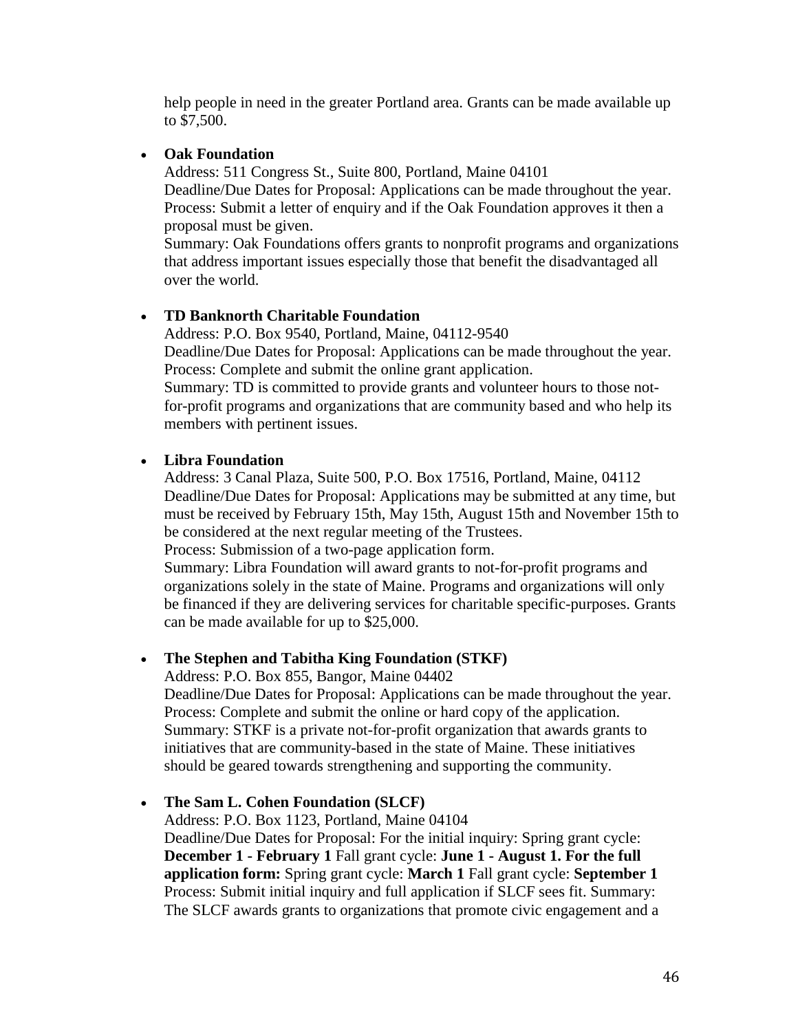help people in need in the greater Portland area. Grants can be made available up to $7,500.

- **Oak Foundation**
  Address: 511 Congress St., Suite 800, Portland, Maine 04101
  Deadline/Due Dates for Proposal: Applications can be made throughout the year.
  Process: Submit a letter of enquiry and if the Oak Foundation approves it then a proposal must be given.
  Summary: Oak Foundations offers grants to nonprofit programs and organizations that address important issues especially those that benefit the disadvantaged all over the world.

- **TD Banknorth Charitable Foundation**
  Address: P.O. Box 9540, Portland, Maine, 04112-9540
  Deadline/Due Dates for Proposal: Applications can be made throughout the year.
  Process: Complete and submit the online grant application.
  Summary: TD is committed to provide grants and volunteer hours to those not-for-profit programs and organizations that are community based and who help its members with pertinent issues.

- **Libra Foundation**
  Address: 3 Canal Plaza, Suite 500, P.O. Box 17516, Portland, Maine, 04112
  Deadline/Due Dates for Proposal: Applications may be submitted at any time, but must be received by February 15th, May 15th, August 15th and November 15th to be considered at the next regular meeting of the Trustees.
  Process: Submission of a two-page application form.
  Summary: Libra Foundation will award grants to not-for-profit programs and organizations solely in the state of Maine. Programs and organizations will only be financed if they are delivering services for charitable specific-purposes. Grants can be made available for up to $25,000.

- **The Stephen and Tabitha King Foundation (STKF)**
  Address: P.O. Box 855, Bangor, Maine 04402
  Deadline/Due Dates for Proposal: Applications can be made throughout the year.
  Process: Complete and submit the online or hard copy of the application.
  Summary: STKF is a private not-for-profit organization that awards grants to initiatives that are community-based in the state of Maine. These initiatives should be geared towards strengthening and supporting the community.

- **The Sam L. Cohen Foundation (SLCF)**
  Address: P.O. Box 1123, Portland, Maine 04104
  Deadline/Due Dates for Proposal: For the initial inquiry: Spring grant cycle: **December 1 - February 1** Fall grant cycle: **June 1 - August 1. For the full application form:** Spring grant cycle: **March 1** Fall grant cycle: **September 1**
  Process: Submit initial inquiry and full application if SLCF sees fit. Summary: The SLCF awards grants to organizations that promote civic engagement and a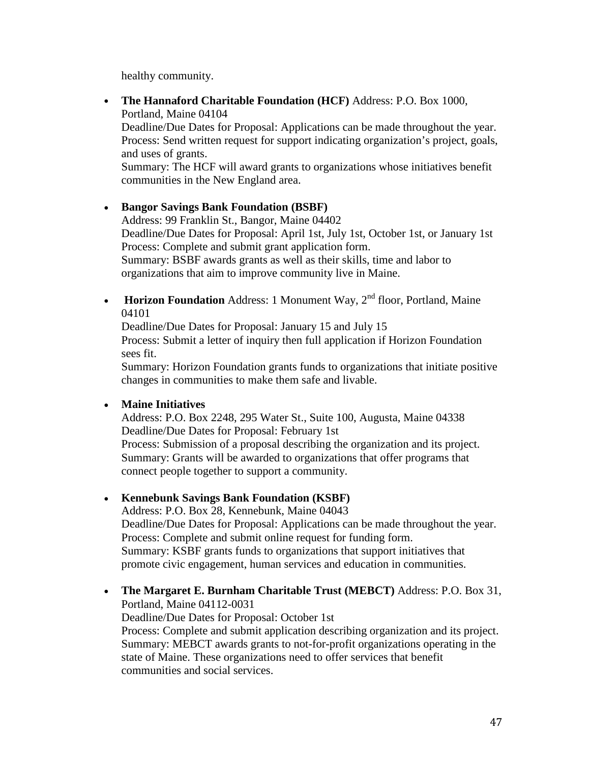healthy community.

- **The Hannaford Charitable Foundation (HCF)** Address: P.O. Box 1000, Portland, Maine 04104
  Deadline/Due Dates for Proposal: Applications can be made throughout the year.
  Process: Send written request for support indicating organization's project, goals, and uses of grants.
  Summary: The HCF will award grants to organizations whose initiatives benefit communities in the New England area.

- **Bangor Savings Bank Foundation (BSBF)**
  Address: 99 Franklin St., Bangor, Maine 04402
  Deadline/Due Dates for Proposal: April 1st, July 1st, October 1st, or January 1st
  Process: Complete and submit grant application form.
  Summary: BSBF awards grants as well as their skills, time and labor to organizations that aim to improve community live in Maine.

- **Horizon Foundation** Address: 1 Monument Way, 2nd floor, Portland, Maine 04101
  Deadline/Due Dates for Proposal: January 15 and July 15
  Process: Submit a letter of inquiry then full application if Horizon Foundation sees fit.
  Summary: Horizon Foundation grants funds to organizations that initiate positive changes in communities to make them safe and livable.

- **Maine Initiatives**
  Address: P.O. Box 2248, 295 Water St., Suite 100, Augusta, Maine 04338
  Deadline/Due Dates for Proposal: February 1st
  Process: Submission of a proposal describing the organization and its project.
  Summary: Grants will be awarded to organizations that offer programs that connect people together to support a community.

- **Kennebunk Savings Bank Foundation (KSBF)**
  Address: P.O. Box 28, Kennebunk, Maine 04043
  Deadline/Due Dates for Proposal: Applications can be made throughout the year.
  Process: Complete and submit online request for funding form.
  Summary: KSBF grants funds to organizations that support initiatives that promote civic engagement, human services and education in communities.

- **The Margaret E. Burnham Charitable Trust (MEBCT)** Address: P.O. Box 31, Portland, Maine 04112-0031
  Deadline/Due Dates for Proposal: October 1st
  Process: Complete and submit application describing organization and its project.
  Summary: MEBCT awards grants to not-for-profit organizations operating in the state of Maine. These organizations need to offer services that benefit communities and social services.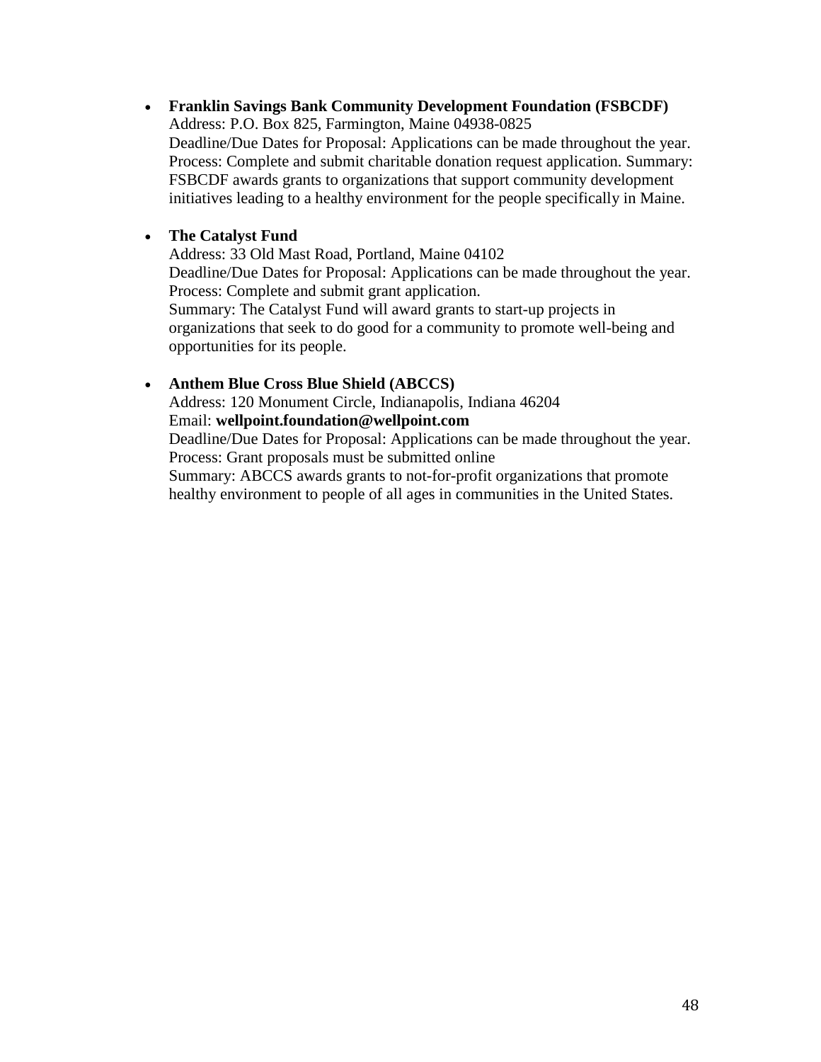- **Franklin Savings Bank Community Development Foundation (FSBCDF)**
  Address: P.O. Box 825, Farmington, Maine 04938-0825
  Deadline/Due Dates for Proposal: Applications can be made throughout the year.
  Process: Complete and submit charitable donation request application. Summary: FSBCDF awards grants to organizations that support community development initiatives leading to a healthy environment for the people specifically in Maine.

- **The Catalyst Fund**
  Address: 33 Old Mast Road, Portland, Maine 04102
  Deadline/Due Dates for Proposal: Applications can be made throughout the year.
  Process: Complete and submit grant application.
  Summary: The Catalyst Fund will award grants to start-up projects in organizations that seek to do good for a community to promote well-being and opportunities for its people.

- **Anthem Blue Cross Blue Shield (ABCCS)**
  Address: 120 Monument Circle, Indianapolis, Indiana 46204
  Email: **wellpoint.foundation@wellpoint.com**
  Deadline/Due Dates for Proposal: Applications can be made throughout the year.
  Process: Grant proposals must be submitted online
  Summary: ABCCS awards grants to not-for-profit organizations that promote healthy environment to people of all ages in communities in the United States.